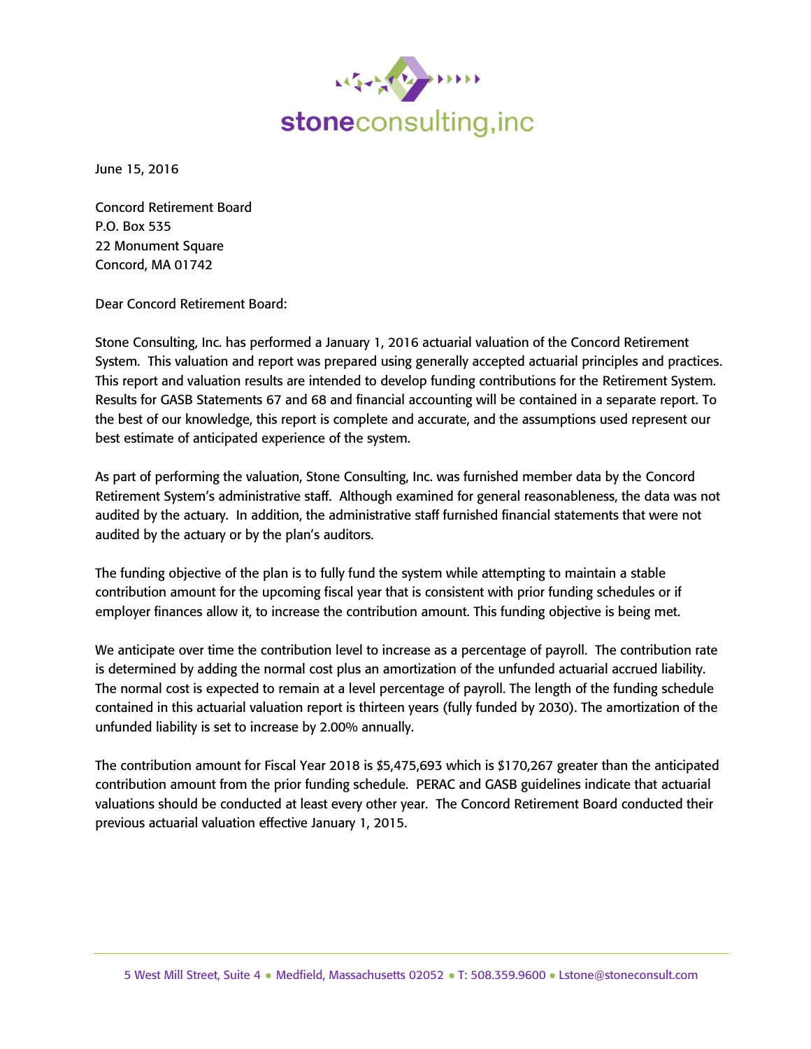stoneconsulting,inc

June 15, 2016

Concord Retirement Board
P.O. Box 535
22 Monument Square
Concord, MA 01742

Dear Concord Retirement Board:

Stone Consulting, Inc. has performed a January 1, 2016 actuarial valuation of the Concord Retirement System. This valuation and report was prepared using generally accepted actuarial principles and practices. This report and valuation results are intended to develop funding contributions for the Retirement System. Results for GASB Statements 67 and 68 and financial accounting will be contained in a separate report. To the best of our knowledge, this report is complete and accurate, and the assumptions used represent our best estimate of anticipated experience of the system.

As part of performing the valuation, Stone Consulting, Inc. was furnished member data by the Concord Retirement System's administrative staff. Although examined for general reasonableness, the data was not audited by the actuary. In addition, the administrative staff furnished financial statements that were not audited by the actuary or by the plan's auditors.

The funding objective of the plan is to fully fund the system while attempting to maintain a stable contribution amount for the upcoming fiscal year that is consistent with prior funding schedules or if employer finances allow it, to increase the contribution amount. This funding objective is being met.

We anticipate over time the contribution level to increase as a percentage of payroll. The contribution rate is determined by adding the normal cost plus an amortization of the unfunded actuarial accrued liability. The normal cost is expected to remain at a level percentage of payroll. The length of the funding schedule contained in this actuarial valuation report is thirteen years (fully funded by 2030). The amortization of the unfunded liability is set to increase by 2.00% annually.

The contribution amount for Fiscal Year 2018 is $5,475,693 which is $170,267 greater than the anticipated contribution amount from the prior funding schedule. PERAC and GASB guidelines indicate that actuarial valuations should be conducted at least every other year. The Concord Retirement Board conducted their previous actuarial valuation effective January 1, 2015.

5 West Mill Street, Suite 4 • Medfield, Massachusetts 02052 • T: 508.359.9600 • Lstone@stoneconsult.com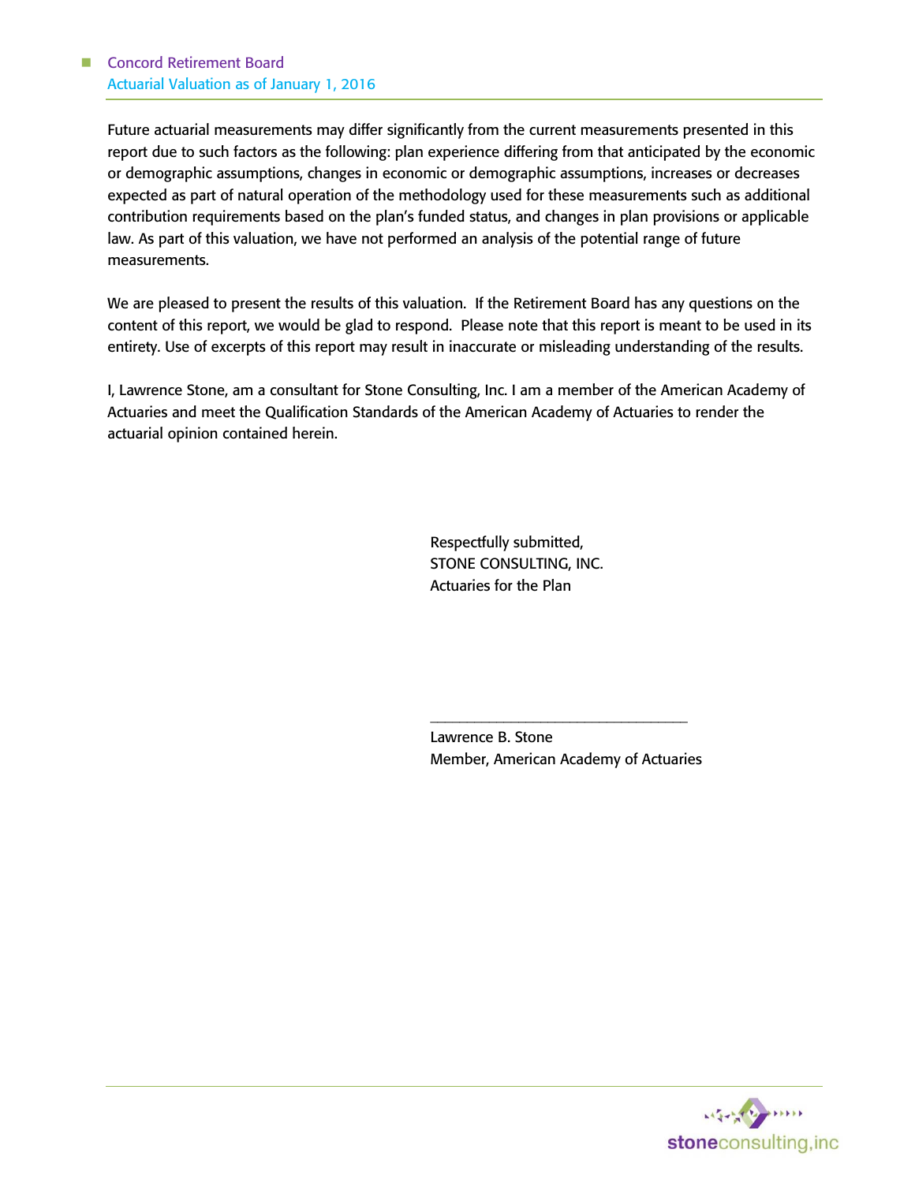Future actuarial measurements may differ significantly from the current measurements presented in this report due to such factors as the following: plan experience differing from that anticipated by the economic or demographic assumptions, changes in economic or demographic assumptions, increases or decreases expected as part of natural operation of the methodology used for these measurements such as additional contribution requirements based on the plan's funded status, and changes in plan provisions or applicable law. As part of this valuation, we have not performed an analysis of the potential range of future measurements.

We are pleased to present the results of this valuation. If the Retirement Board has any questions on the content of this report, we would be glad to respond. Please note that this report is meant to be used in its entirety. Use of excerpts of this report may result in inaccurate or misleading understanding of the results.

I, Lawrence Stone, am a consultant for Stone Consulting, Inc. I am a member of the American Academy of Actuaries and meet the Qualification Standards of the American Academy of Actuaries to render the actuarial opinion contained herein.

Respectfully submitted,
STONE CONSULTING, INC.
Actuaries for the Plan

\_\_\_\_\_\_\_\_\_\_\_\_\_\_\_\_\_\_\_\_\_\_\_\_\_\_\_\_\_\_\_\_\_\_\_

Lawrence B. Stone
Member, American Academy of Actuaries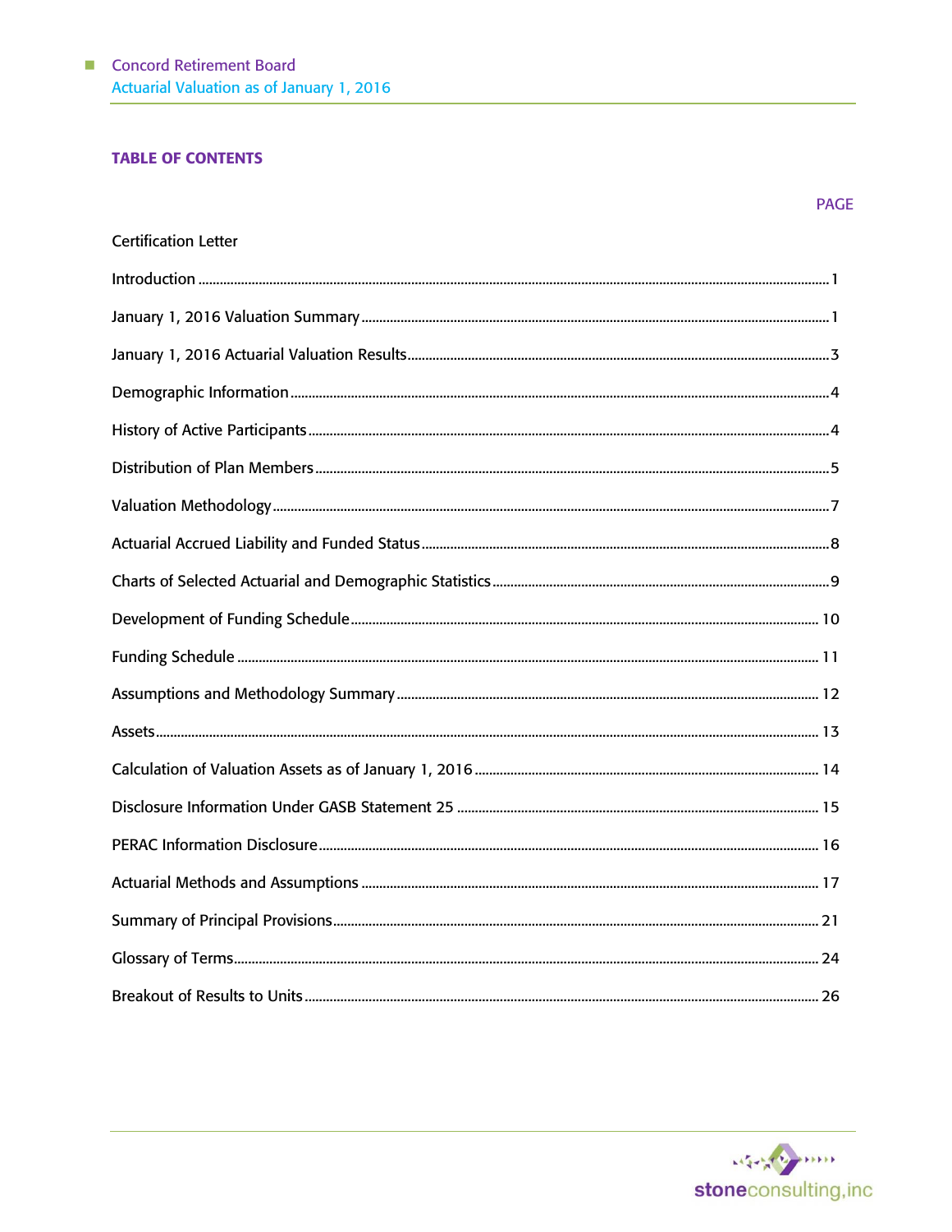## TABLE OF CONTENTS

| | PAGE |
|---|---|
| Certification Letter | |
| Introduction | 1 |
| January 1, 2016 Valuation Summary | 1 |
| January 1, 2016 Actuarial Valuation Results | 3 |
| Demographic Information | 4 |
| History of Active Participants | 4 |
| Distribution of Plan Members | 5 |
| Valuation Methodology | 7 |
| Actuarial Accrued Liability and Funded Status | 8 |
| Charts of Selected Actuarial and Demographic Statistics | 9 |
| Development of Funding Schedule | 10 |
| Funding Schedule | 11 |
| Assumptions and Methodology Summary | 12 |
| Assets | 13 |
| Calculation of Valuation Assets as of January 1, 2016 | 14 |
| Disclosure Information Under GASB Statement 25 | 15 |
| PERAC Information Disclosure | 16 |
| Actuarial Methods and Assumptions | 17 |
| Summary of Principal Provisions | 21 |
| Glossary of Terms | 24 |
| Breakout of Results to Units | 26 |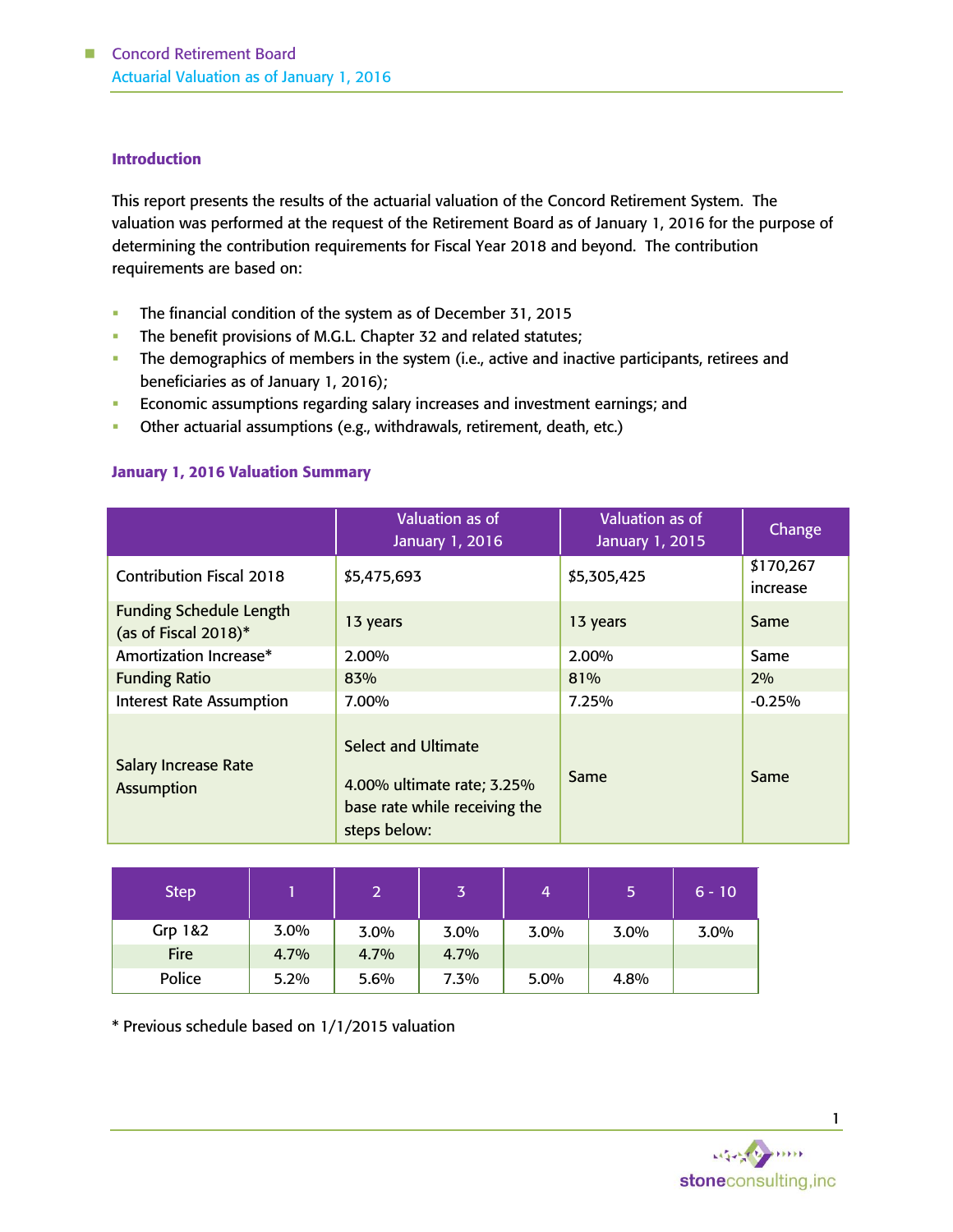## Introduction

This report presents the results of the actuarial valuation of the Concord Retirement System. The valuation was performed at the request of the Retirement Board as of January 1, 2016 for the purpose of determining the contribution requirements for Fiscal Year 2018 and beyond. The contribution requirements are based on:

- The financial condition of the system as of December 31, 2015
- The benefit provisions of M.G.L. Chapter 32 and related statutes;
- The demographics of members in the system (i.e., active and inactive participants, retirees and beneficiaries as of January 1, 2016);
- Economic assumptions regarding salary increases and investment earnings; and
- Other actuarial assumptions (e.g., withdrawals, retirement, death, etc.)

## January 1, 2016 Valuation Summary

| | Valuation as of January 1, 2016 | Valuation as of January 1, 2015 | Change |
|---|---|---|---|
| Contribution Fiscal 2018 | $5,475,693 | $5,305,425 | $170,267 increase |
| Funding Schedule Length (as of Fiscal 2018)* | 13 years | 13 years | Same |
| Amortization Increase* | 2.00% | 2.00% | Same |
| Funding Ratio | 83% | 81% | 2% |
| Interest Rate Assumption | 7.00% | 7.25% | -0.25% |
| Salary Increase Rate Assumption | Select and Ultimate<br><br>4.00% ultimate rate; 3.25% base rate while receiving the steps below: | Same | Same |

| Step | 1 | 2 | 3 | 4 | 5 | 6 - 10 |
|---|---|---|---|---|---|---|
| Grp 1&2 | 3.0% | 3.0% | 3.0% | 3.0% | 3.0% | 3.0% |
| Fire | 4.7% | 4.7% | 4.7% | | | |
| Police | 5.2% | 5.6% | 7.3% | 5.0% | 4.8% | |

* Previous schedule based on 1/1/2015 valuation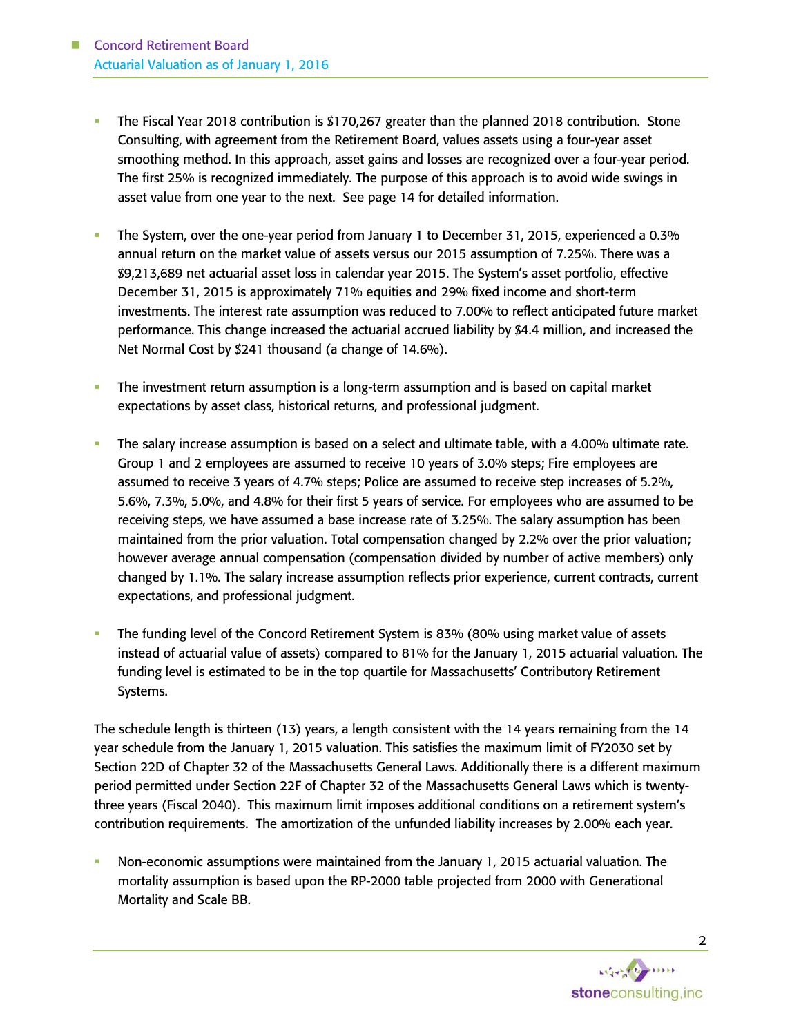- The Fiscal Year 2018 contribution is $170,267 greater than the planned 2018 contribution. Stone Consulting, with agreement from the Retirement Board, values assets using a four-year asset smoothing method. In this approach, asset gains and losses are recognized over a four-year period. The first 25% is recognized immediately. The purpose of this approach is to avoid wide swings in asset value from one year to the next. See page 14 for detailed information.

- The System, over the one-year period from January 1 to December 31, 2015, experienced a 0.3% annual return on the market value of assets versus our 2015 assumption of 7.25%. There was a $9,213,689 net actuarial asset loss in calendar year 2015. The System's asset portfolio, effective December 31, 2015 is approximately 71% equities and 29% fixed income and short-term investments. The interest rate assumption was reduced to 7.00% to reflect anticipated future market performance. This change increased the actuarial accrued liability by $4.4 million, and increased the Net Normal Cost by $241 thousand (a change of 14.6%).

- The investment return assumption is a long-term assumption and is based on capital market expectations by asset class, historical returns, and professional judgment.

- The salary increase assumption is based on a select and ultimate table, with a 4.00% ultimate rate. Group 1 and 2 employees are assumed to receive 10 years of 3.0% steps; Fire employees are assumed to receive 3 years of 4.7% steps; Police are assumed to receive step increases of 5.2%, 5.6%, 7.3%, 5.0%, and 4.8% for their first 5 years of service. For employees who are assumed to be receiving steps, we have assumed a base increase rate of 3.25%. The salary assumption has been maintained from the prior valuation. Total compensation changed by 2.2% over the prior valuation; however average annual compensation (compensation divided by number of active members) only changed by 1.1%. The salary increase assumption reflects prior experience, current contracts, current expectations, and professional judgment.

- The funding level of the Concord Retirement System is 83% (80% using market value of assets instead of actuarial value of assets) compared to 81% for the January 1, 2015 actuarial valuation. The funding level is estimated to be in the top quartile for Massachusetts' Contributory Retirement Systems.

The schedule length is thirteen (13) years, a length consistent with the 14 years remaining from the 14 year schedule from the January 1, 2015 valuation. This satisfies the maximum limit of FY2030 set by Section 22D of Chapter 32 of the Massachusetts General Laws. Additionally there is a different maximum period permitted under Section 22F of Chapter 32 of the Massachusetts General Laws which is twenty-three years (Fiscal 2040). This maximum limit imposes additional conditions on a retirement system's contribution requirements. The amortization of the unfunded liability increases by 2.00% each year.

- Non-economic assumptions were maintained from the January 1, 2015 actuarial valuation. The mortality assumption is based upon the RP-2000 table projected from 2000 with Generational Mortality and Scale BB.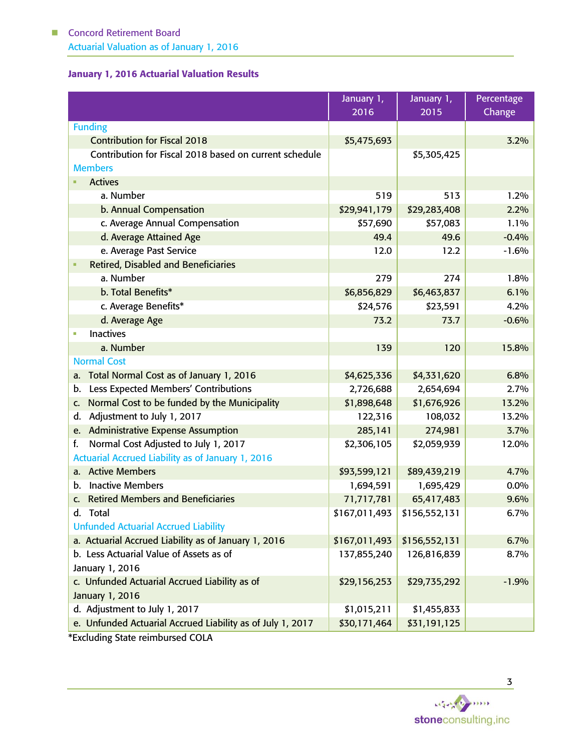### January 1, 2016 Actuarial Valuation Results

| | January 1, 2016 | January 1, 2015 | Percentage Change |
|---|---|---|---|
| **Funding** | | | |
| Contribution for Fiscal 2018 | $5,475,693 | | 3.2% |
| Contribution for Fiscal 2018 based on current schedule | | $5,305,425 | |
| **Members** | | | |
| ▪ Actives | | | |
| a. Number | 519 | 513 | 1.2% |
| b. Annual Compensation | $29,941,179 | $29,283,408 | 2.2% |
| c. Average Annual Compensation | $57,690 | $57,083 | 1.1% |
| d. Average Attained Age | 49.4 | 49.6 | -0.4% |
| e. Average Past Service | 12.0 | 12.2 | -1.6% |
| ▪ Retired, Disabled and Beneficiaries | | | |
| a. Number | 279 | 274 | 1.8% |
| b. Total Benefits* | $6,856,829 | $6,463,837 | 6.1% |
| c. Average Benefits* | $24,576 | $23,591 | 4.2% |
| d. Average Age | 73.2 | 73.7 | -0.6% |
| ▪ Inactives | | | |
| a. Number | 139 | 120 | 15.8% |
| **Normal Cost** | | | |
| a. Total Normal Cost as of January 1, 2016 | $4,625,336 | $4,331,620 | 6.8% |
| b. Less Expected Members' Contributions | 2,726,688 | 2,654,694 | 2.7% |
| c. Normal Cost to be funded by the Municipality | $1,898,648 | $1,676,926 | 13.2% |
| d. Adjustment to July 1, 2017 | 122,316 | 108,032 | 13.2% |
| e. Administrative Expense Assumption | 285,141 | 274,981 | 3.7% |
| f. Normal Cost Adjusted to July 1, 2017 | $2,306,105 | $2,059,939 | 12.0% |
| **Actuarial Accrued Liability as of January 1, 2016** | | | |
| a. Active Members | $93,599,121 | $89,439,219 | 4.7% |
| b. Inactive Members | 1,694,591 | 1,695,429 | 0.0% |
| c. Retired Members and Beneficiaries | 71,717,781 | 65,417,483 | 9.6% |
| d. Total | $167,011,493 | $156,552,131 | 6.7% |
| **Unfunded Actuarial Accrued Liability** | | | |
| a. Actuarial Accrued Liability as of January 1, 2016 | $167,011,493 | $156,552,131 | 6.7% |
| b. Less Actuarial Value of Assets as of January 1, 2016 | 137,855,240 | 126,816,839 | 8.7% |
| c. Unfunded Actuarial Accrued Liability as of January 1, 2016 | $29,156,253 | $29,735,292 | -1.9% |
| d. Adjustment to July 1, 2017 | $1,015,211 | $1,455,833 | |
| e. Unfunded Actuarial Accrued Liability as of July 1, 2017 | $30,171,464 | $31,191,125 | |

*Excluding State reimbursed COLA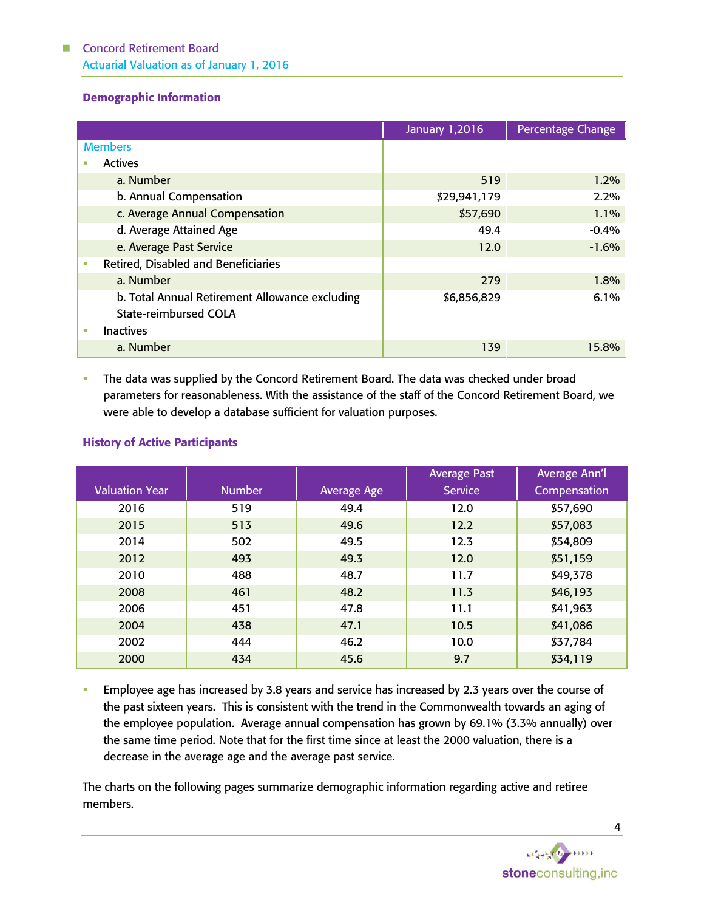### Demographic Information

| | January 1,2016 | Percentage Change |
|---|---|---|
| **Members** | | |
| ▪ Actives | | |
| a. Number | 519 | 1.2% |
| b. Annual Compensation | $29,941,179 | 2.2% |
| c. Average Annual Compensation | $57,690 | 1.1% |
| d. Average Attained Age | 49.4 | -0.4% |
| e. Average Past Service | 12.0 | -1.6% |
| ▪ Retired, Disabled and Beneficiaries | | |
| a. Number | 279 | 1.8% |
| b. Total Annual Retirement Allowance excluding State-reimbursed COLA | $6,856,829 | 6.1% |
| ▪ Inactives | | |
| a. Number | 139 | 15.8% |

- The data was supplied by the Concord Retirement Board. The data was checked under broad parameters for reasonableness. With the assistance of the staff of the Concord Retirement Board, we were able to develop a database sufficient for valuation purposes.

### History of Active Participants

| Valuation Year | Number | Average Age | Average Past Service | Average Ann'l Compensation |
|---|---|---|---|---|
| 2016 | 519 | 49.4 | 12.0 | $57,690 |
| 2015 | 513 | 49.6 | 12.2 | $57,083 |
| 2014 | 502 | 49.5 | 12.3 | $54,809 |
| 2012 | 493 | 49.3 | 12.0 | $51,159 |
| 2010 | 488 | 48.7 | 11.7 | $49,378 |
| 2008 | 461 | 48.2 | 11.3 | $46,193 |
| 2006 | 451 | 47.8 | 11.1 | $41,963 |
| 2004 | 438 | 47.1 | 10.5 | $41,086 |
| 2002 | 444 | 46.2 | 10.0 | $37,784 |
| 2000 | 434 | 45.6 | 9.7 | $34,119 |

- Employee age has increased by 3.8 years and service has increased by 2.3 years over the course of the past sixteen years. This is consistent with the trend in the Commonwealth towards an aging of the employee population. Average annual compensation has grown by 69.1% (3.3% annually) over the same time period. Note that for the first time since at least the 2000 valuation, there is a decrease in the average age and the average past service.

The charts on the following pages summarize demographic information regarding active and retiree members.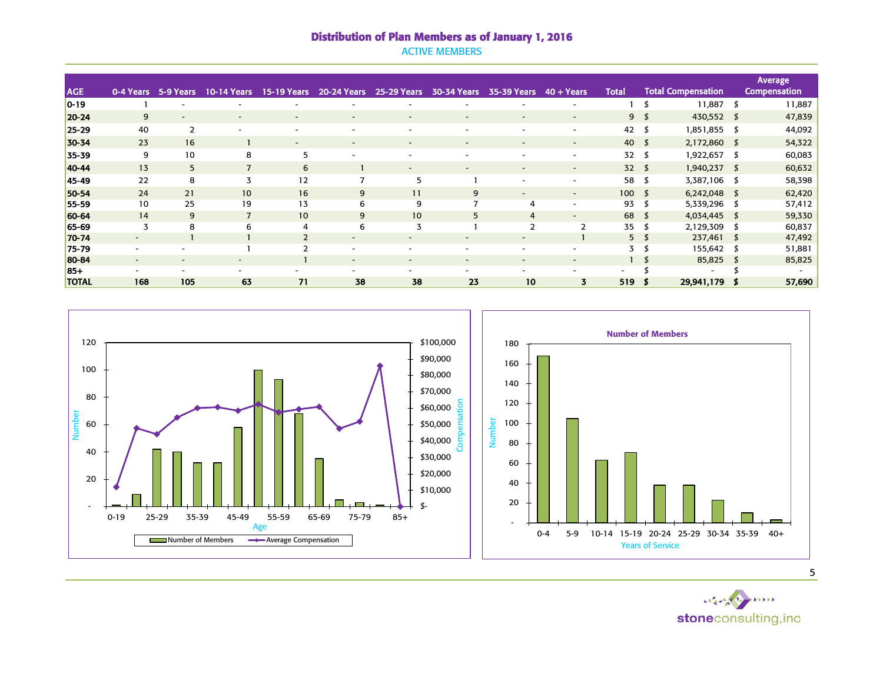# Distribution of Plan Members as of January 1, 2016

## ACTIVE MEMBERS

| AGE | 0-4 Years | 5-9 Years | 10-14 Years | 15-19 Years | 20-24 Years | 25-29 Years | 30-34 Years | 35-39 Years | 40 + Years | Total | Total Compensation | Average Compensation |
|---|---|---|---|---|---|---|---|---|---|---|---|---|
| 0-19 | 1 | - | - | - | - | - | - | - | - | 1 | $ 11,887 | $ 11,887 |
| 20-24 | 9 | - | - | - | - | - | - | - | - | 9 | $ 430,552 | $ 47,839 |
| 25-29 | 40 | 2 | - | - | - | - | - | - | - | 42 | $ 1,851,855 | $ 44,092 |
| 30-34 | 23 | 16 | 1 | - | - | - | - | - | - | 40 | $ 2,172,860 | $ 54,322 |
| 35-39 | 9 | 10 | 8 | 5 | - | - | - | - | - | 32 | $ 1,922,657 | $ 60,083 |
| 40-44 | 13 | 5 | 7 | 6 | 1 | - | - | - | - | 32 | $ 1,940,237 | $ 60,632 |
| 45-49 | 22 | 8 | 3 | 12 | 7 | 5 | 1 | - | - | 58 | $ 3,387,106 | $ 58,398 |
| 50-54 | 24 | 21 | 10 | 16 | 9 | 11 | 9 | - | - | 100 | $ 6,242,048 | $ 62,420 |
| 55-59 | 10 | 25 | 19 | 13 | 6 | 9 | 7 | 4 | - | 93 | $ 5,339,296 | $ 57,412 |
| 60-64 | 14 | 9 | 7 | 10 | 9 | 10 | 5 | 4 | - | 68 | $ 4,034,445 | $ 59,330 |
| 65-69 | 3 | 8 | 6 | 4 | 6 | 3 | 1 | 2 | 2 | 35 | $ 2,129,309 | $ 60,837 |
| 70-74 | - | 1 | 1 | 2 | - | - | - | - | 1 | 5 | $ 237,461 | $ 47,492 |
| 75-79 | - | - | 1 | 2 | - | - | - | - | - | 3 | $ 155,642 | $ 51,881 |
| 80-84 | - | - | - | 1 | - | - | - | - | - | 1 | $ 85,825 | $ 85,825 |
| 85+ | - | - | - | - | - | - | - | - | - | - | $ - | $ - |
| **TOTAL** | **168** | **105** | **63** | **71** | **38** | **38** | **23** | **10** | **3** | **519** | **$ 29,941,179** | **$ 57,690** |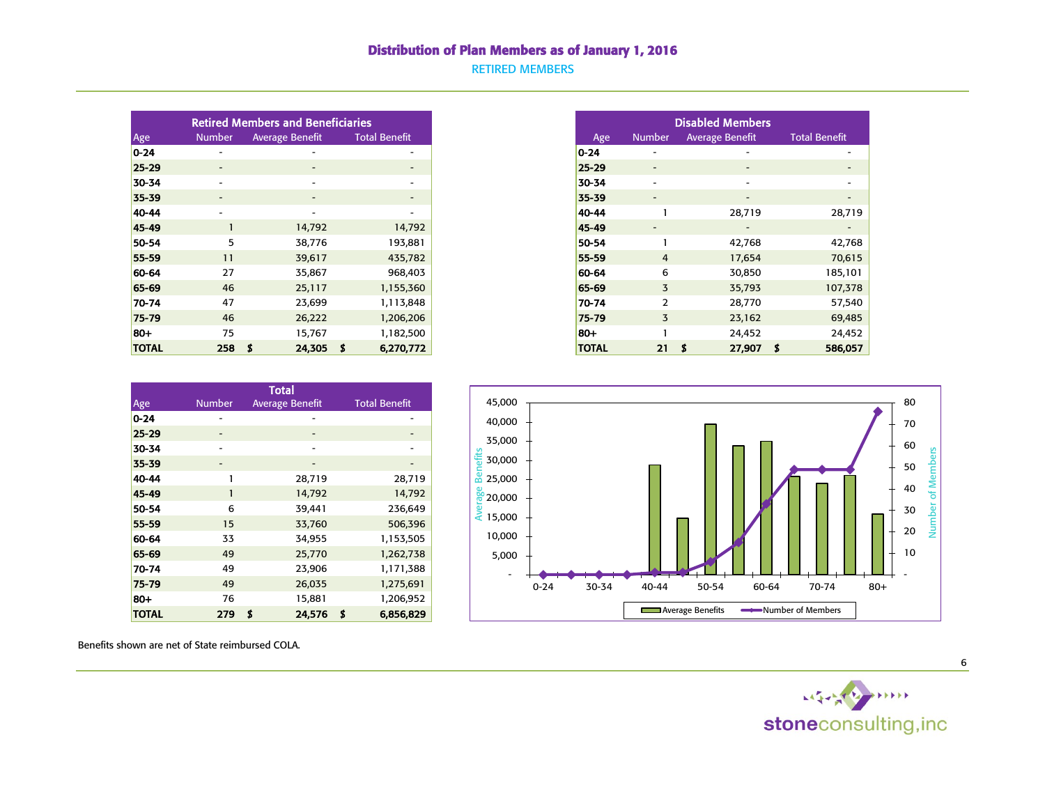## Distribution of Plan Members as of January 1, 2016

### RETIRED MEMBERS

| Retired Members and Beneficiaries | | | |
|---|---|---|---|
| Age | Number | Average Benefit | Total Benefit |
| 0-24 | - | - | - |
| 25-29 | - | - | - |
| 30-34 | - | - | - |
| 35-39 | - | - | - |
| 40-44 | - | - | - |
| 45-49 | 1 | 14,792 | 14,792 |
| 50-54 | 5 | 38,776 | 193,881 |
| 55-59 | 11 | 39,617 | 435,782 |
| 60-64 | 27 | 35,867 | 968,403 |
| 65-69 | 46 | 25,117 | 1,155,360 |
| 70-74 | 47 | 23,699 | 1,113,848 |
| 75-79 | 46 | 26,222 | 1,206,206 |
| 80+ | 75 | 15,767 | 1,182,500 |
| **TOTAL** | **258** | **$ 24,305** | **$ 6,270,772** |

| Disabled Members | | | |
|---|---|---|---|
| Age | Number | Average Benefit | Total Benefit |
| 0-24 | - | - | - |
| 25-29 | - | - | - |
| 30-34 | - | - | - |
| 35-39 | - | - | - |
| 40-44 | 1 | 28,719 | 28,719 |
| 45-49 | - | - | - |
| 50-54 | 1 | 42,768 | 42,768 |
| 55-59 | 4 | 17,654 | 70,615 |
| 60-64 | 6 | 30,850 | 185,101 |
| 65-69 | 3 | 35,793 | 107,378 |
| 70-74 | 2 | 28,770 | 57,540 |
| 75-79 | 3 | 23,162 | 69,485 |
| 80+ | 1 | 24,452 | 24,452 |
| **TOTAL** | **21** | **$ 27,907** | **$ 586,057** |

| Total | | | |
|---|---|---|---|
| Age | Number | Average Benefit | Total Benefit |
| 0-24 | - | - | - |
| 25-29 | - | - | - |
| 30-34 | - | - | - |
| 35-39 | - | - | - |
| 40-44 | 1 | 28,719 | 28,719 |
| 45-49 | 1 | 14,792 | 14,792 |
| 50-54 | 6 | 39,441 | 236,649 |
| 55-59 | 15 | 33,760 | 506,396 |
| 60-64 | 33 | 34,955 | 1,153,505 |
| 65-69 | 49 | 25,770 | 1,262,738 |
| 70-74 | 49 | 23,906 | 1,171,388 |
| 75-79 | 49 | 26,035 | 1,275,691 |
| 80+ | 76 | 15,881 | 1,206,952 |
| **TOTAL** | **279** | **$ 24,576** | **$ 6,856,829** |

Benefits shown are net of State reimbursed COLA.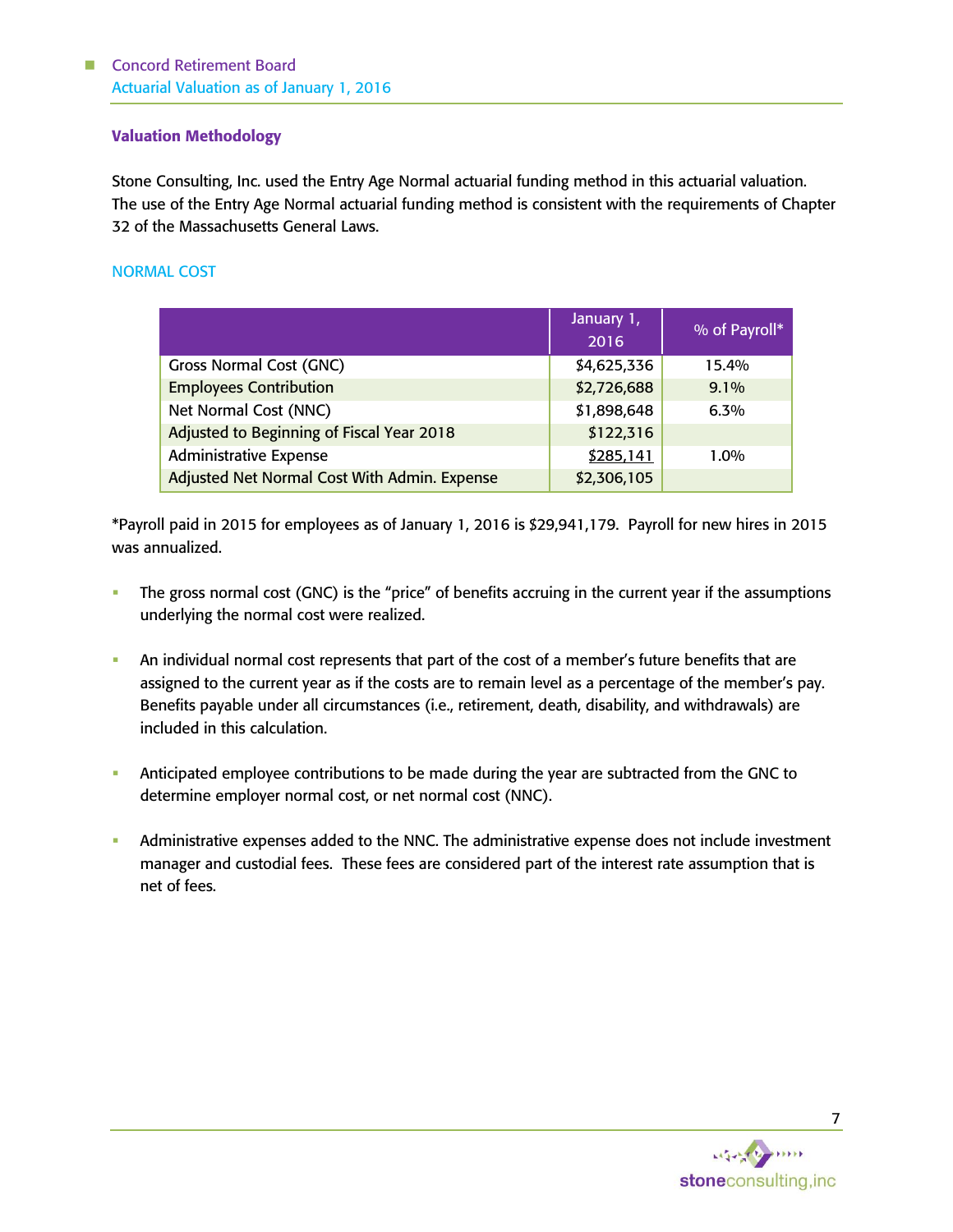## Valuation Methodology

Stone Consulting, Inc. used the Entry Age Normal actuarial funding method in this actuarial valuation. The use of the Entry Age Normal actuarial funding method is consistent with the requirements of Chapter 32 of the Massachusetts General Laws.

### NORMAL COST

| | January 1, 2016 | % of Payroll* |
|---|---|---|
| Gross Normal Cost (GNC) | $4,625,336 | 15.4% |
| Employees Contribution | $2,726,688 | 9.1% |
| Net Normal Cost (NNC) | $1,898,648 | 6.3% |
| Adjusted to Beginning of Fiscal Year 2018 | $122,316 | |
| Administrative Expense | $285,141 | 1.0% |
| Adjusted Net Normal Cost With Admin. Expense | $2,306,105 | |

*Payroll paid in 2015 for employees as of January 1, 2016 is $29,941,179. Payroll for new hires in 2015 was annualized.

- The gross normal cost (GNC) is the "price" of benefits accruing in the current year if the assumptions underlying the normal cost were realized.
- An individual normal cost represents that part of the cost of a member's future benefits that are assigned to the current year as if the costs are to remain level as a percentage of the member's pay. Benefits payable under all circumstances (i.e., retirement, death, disability, and withdrawals) are included in this calculation.
- Anticipated employee contributions to be made during the year are subtracted from the GNC to determine employer normal cost, or net normal cost (NNC).
- Administrative expenses added to the NNC. The administrative expense does not include investment manager and custodial fees. These fees are considered part of the interest rate assumption that is net of fees.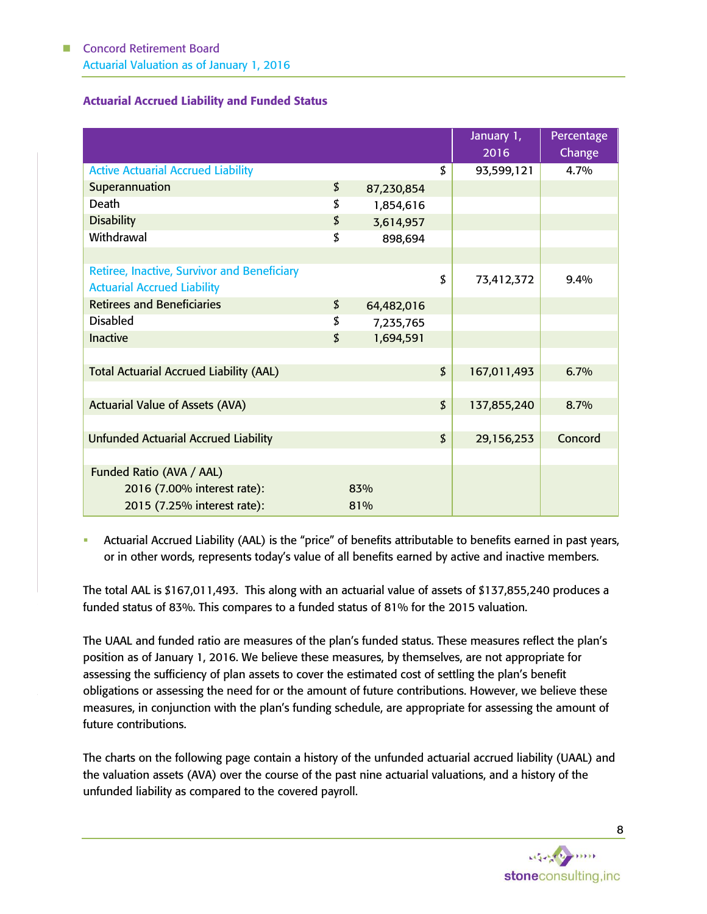## Actuarial Accrued Liability and Funded Status

| | | | January 1, 2016 | Percentage Change |
|---|---|---|---|---|
| Active Actuarial Accrued Liability | | $ | 93,599,121 | 4.7% |
| Superannuation | $ | 87,230,854 | | |
| Death | $ | 1,854,616 | | |
| Disability | $ | 3,614,957 | | |
| Withdrawal | $ | 898,694 | | |
| | | | | |
| Retiree, Inactive, Survivor and Beneficiary Actuarial Accrued Liability | | $ | 73,412,372 | 9.4% |
| Retirees and Beneficiaries | $ | 64,482,016 | | |
| Disabled | $ | 7,235,765 | | |
| Inactive | $ | 1,694,591 | | |
| | | | | |
| Total Actuarial Accrued Liability (AAL) | | $ | 167,011,493 | 6.7% |
| | | | | |
| Actuarial Value of Assets (AVA) | | $ | 137,855,240 | 8.7% |
| | | | | |
| Unfunded Actuarial Accrued Liability | | $ | 29,156,253 | Concord |
| | | | | |
| Funded Ratio (AVA / AAL) | | | | |
| 2016 (7.00% interest rate): | 83% | | | |
| 2015 (7.25% interest rate): | 81% | | | |

- Actuarial Accrued Liability (AAL) is the "price" of benefits attributable to benefits earned in past years, or in other words, represents today's value of all benefits earned by active and inactive members.

The total AAL is $167,011,493. This along with an actuarial value of assets of $137,855,240 produces a funded status of 83%. This compares to a funded status of 81% for the 2015 valuation.

The UAAL and funded ratio are measures of the plan's funded status. These measures reflect the plan's position as of January 1, 2016. We believe these measures, by themselves, are not appropriate for assessing the sufficiency of plan assets to cover the estimated cost of settling the plan's benefit obligations or assessing the need for or the amount of future contributions. However, we believe these measures, in conjunction with the plan's funding schedule, are appropriate for assessing the amount of future contributions.

The charts on the following page contain a history of the unfunded actuarial accrued liability (UAAL) and the valuation assets (AVA) over the course of the past nine actuarial valuations, and a history of the unfunded liability as compared to the covered payroll.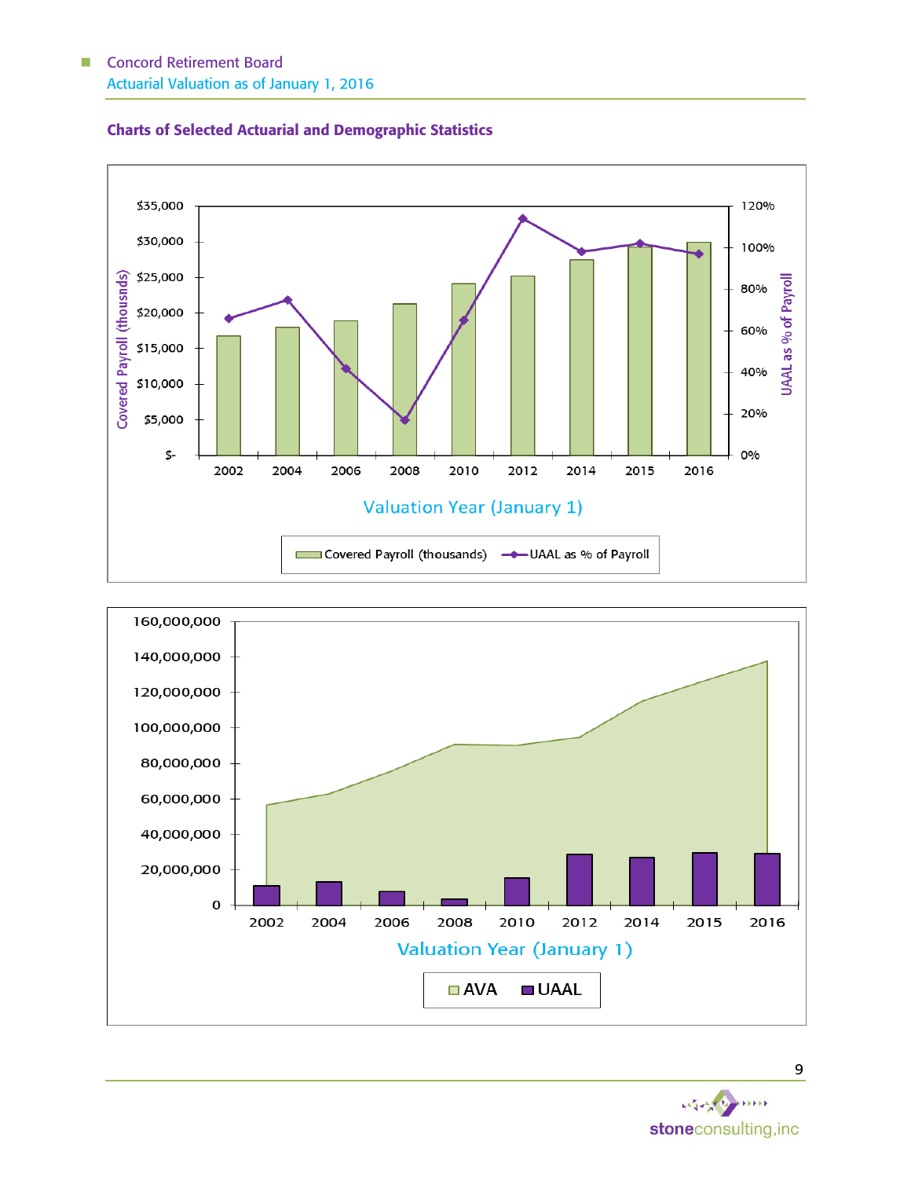## Charts of Selected Actuarial and Demographic Statistics

Covered Payroll (thousnds)

$35,000
$30,000
$25,000
$20,000
$15,000
$10,000
$5,000
$-

120%
100%
80%
60%
40%
20%
0%

UAAL as % of Payroll

2002 2004 2006 2008 2010 2012 2014 2015 2016

Valuation Year (January 1)

Covered Payroll (thousands) — UAAL as % of Payroll

160,000,000
140,000,000
120,000,000
100,000,000
80,000,000
60,000,000
40,000,000
20,000,000
0

2002 2004 2006 2008 2010 2012 2014 2015 2016

Valuation Year (January 1)

AVA UAAL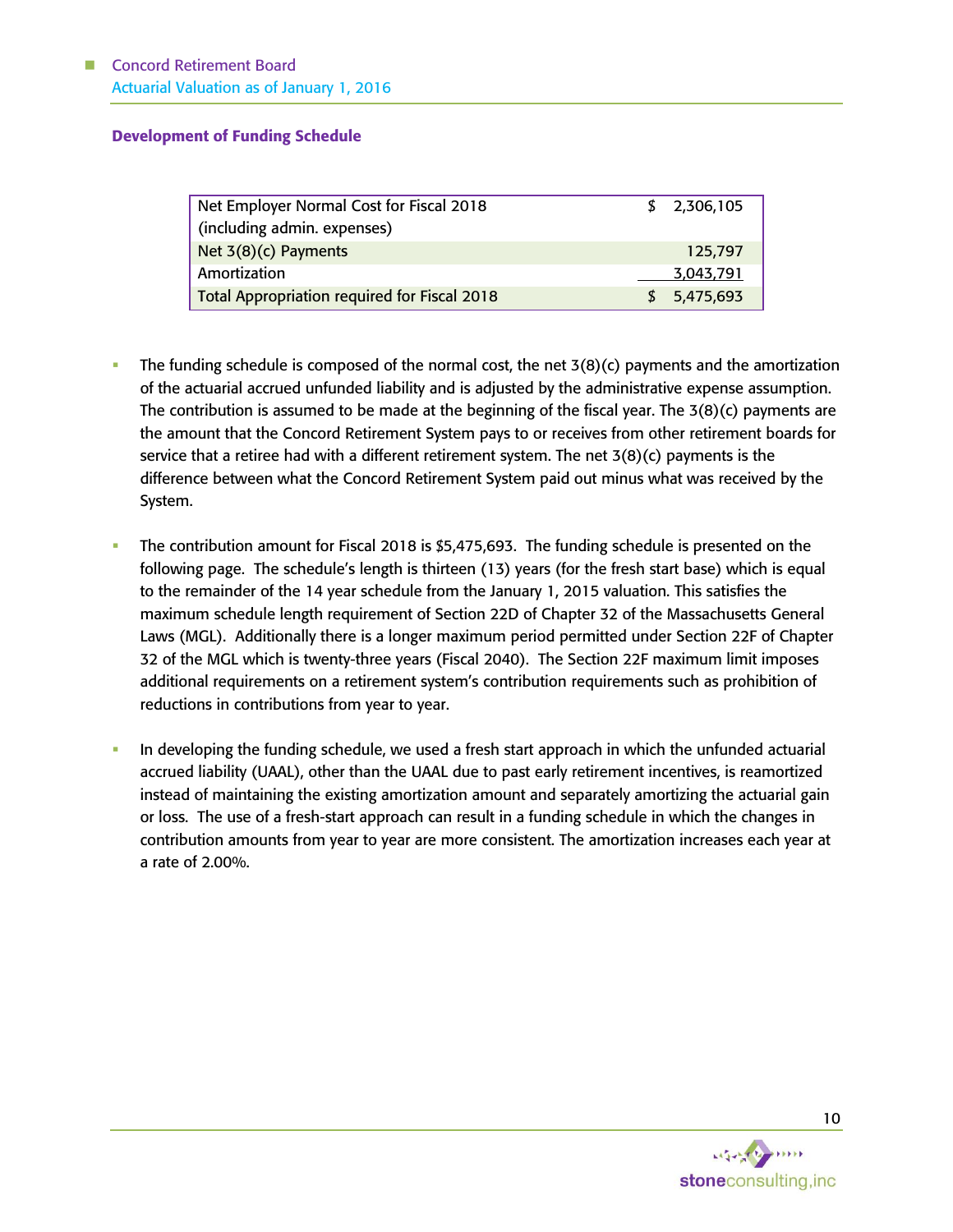## Development of Funding Schedule

| | |
|---|---|
| Net Employer Normal Cost for Fiscal 2018 (including admin. expenses) | $ 2,306,105 |
| Net 3(8)(c) Payments | 125,797 |
| Amortization | 3,043,791 |
| Total Appropriation required for Fiscal 2018 | $ 5,475,693 |

- The funding schedule is composed of the normal cost, the net 3(8)(c) payments and the amortization of the actuarial accrued unfunded liability and is adjusted by the administrative expense assumption. The contribution is assumed to be made at the beginning of the fiscal year. The 3(8)(c) payments are the amount that the Concord Retirement System pays to or receives from other retirement boards for service that a retiree had with a different retirement system. The net 3(8)(c) payments is the difference between what the Concord Retirement System paid out minus what was received by the System.

- The contribution amount for Fiscal 2018 is $5,475,693. The funding schedule is presented on the following page. The schedule's length is thirteen (13) years (for the fresh start base) which is equal to the remainder of the 14 year schedule from the January 1, 2015 valuation. This satisfies the maximum schedule length requirement of Section 22D of Chapter 32 of the Massachusetts General Laws (MGL). Additionally there is a longer maximum period permitted under Section 22F of Chapter 32 of the MGL which is twenty-three years (Fiscal 2040). The Section 22F maximum limit imposes additional requirements on a retirement system's contribution requirements such as prohibition of reductions in contributions from year to year.

- In developing the funding schedule, we used a fresh start approach in which the unfunded actuarial accrued liability (UAAL), other than the UAAL due to past early retirement incentives, is reamortized instead of maintaining the existing amortization amount and separately amortizing the actuarial gain or loss. The use of a fresh-start approach can result in a funding schedule in which the changes in contribution amounts from year to year are more consistent. The amortization increases each year at a rate of 2.00%.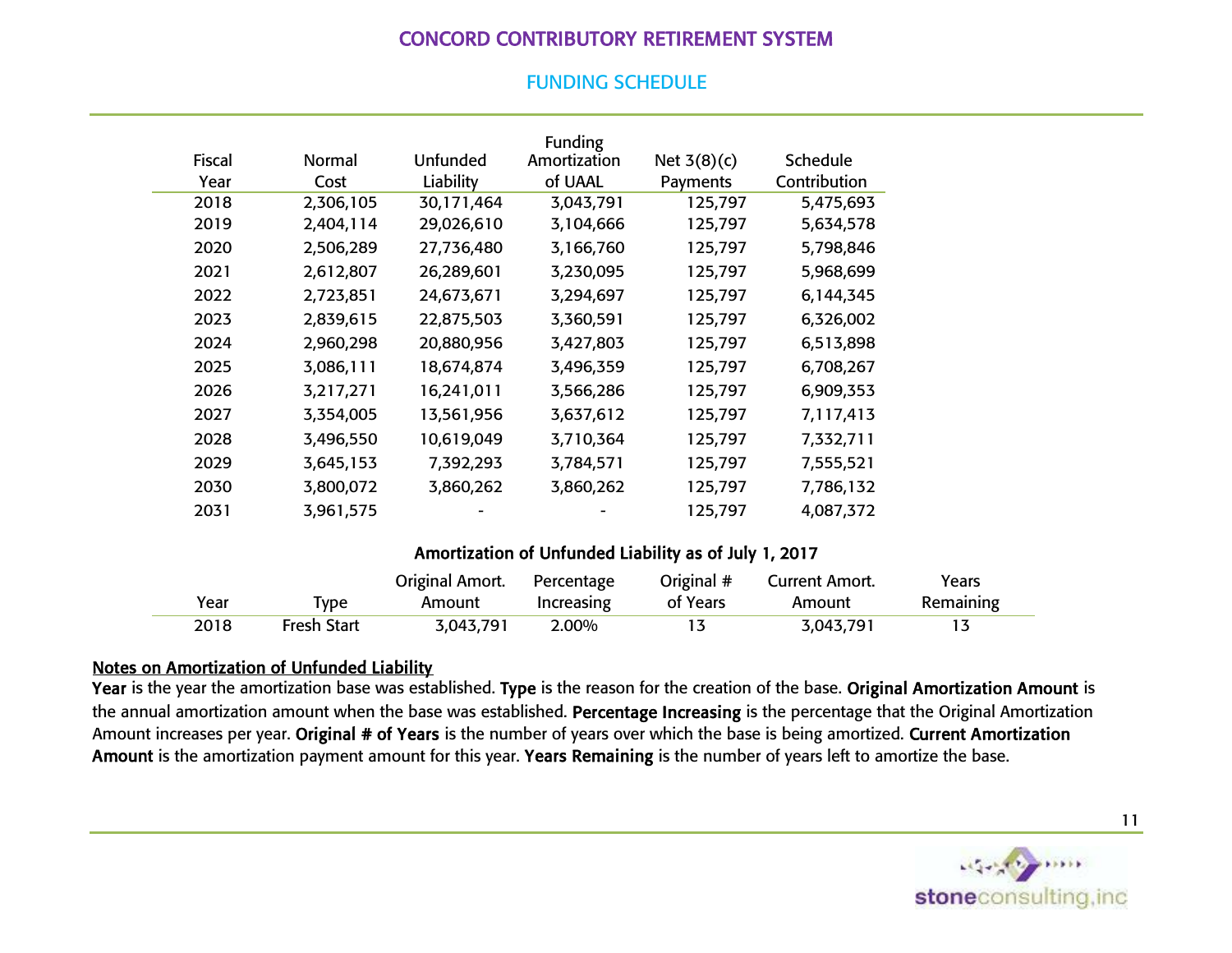# CONCORD CONTRIBUTORY RETIREMENT SYSTEM

## FUNDING SCHEDULE

| Fiscal Year | Normal Cost | Unfunded Liability | Funding Amortization of UAAL | Net 3(8)(c) Payments | Schedule Contribution |
|---|---|---|---|---|---|
| 2018 | 2,306,105 | 30,171,464 | 3,043,791 | 125,797 | 5,475,693 |
| 2019 | 2,404,114 | 29,026,610 | 3,104,666 | 125,797 | 5,634,578 |
| 2020 | 2,506,289 | 27,736,480 | 3,166,760 | 125,797 | 5,798,846 |
| 2021 | 2,612,807 | 26,289,601 | 3,230,095 | 125,797 | 5,968,699 |
| 2022 | 2,723,851 | 24,673,671 | 3,294,697 | 125,797 | 6,144,345 |
| 2023 | 2,839,615 | 22,875,503 | 3,360,591 | 125,797 | 6,326,002 |
| 2024 | 2,960,298 | 20,880,956 | 3,427,803 | 125,797 | 6,513,898 |
| 2025 | 3,086,111 | 18,674,874 | 3,496,359 | 125,797 | 6,708,267 |
| 2026 | 3,217,271 | 16,241,011 | 3,566,286 | 125,797 | 6,909,353 |
| 2027 | 3,354,005 | 13,561,956 | 3,637,612 | 125,797 | 7,117,413 |
| 2028 | 3,496,550 | 10,619,049 | 3,710,364 | 125,797 | 7,332,711 |
| 2029 | 3,645,153 | 7,392,293 | 3,784,571 | 125,797 | 7,555,521 |
| 2030 | 3,800,072 | 3,860,262 | 3,860,262 | 125,797 | 7,786,132 |
| 2031 | 3,961,575 | - | - | 125,797 | 4,087,372 |

### Amortization of Unfunded Liability as of July 1, 2017

| Year | Type | Original Amort. Amount | Percentage Increasing | Original # of Years | Current Amort. Amount | Years Remaining |
|---|---|---|---|---|---|---|
| 2018 | Fresh Start | 3,043,791 | 2.00% | 13 | 3,043,791 | 13 |

**Notes on Amortization of Unfunded Liability**

**Year** is the year the amortization base was established. **Type** is the reason for the creation of the base. **Original Amortization Amount** is the annual amortization amount when the base was established. **Percentage Increasing** is the percentage that the Original Amortization Amount increases per year. **Original # of Years** is the number of years over which the base is being amortized. **Current Amortization Amount** is the amortization payment amount for this year. **Years Remaining** is the number of years left to amortize the base.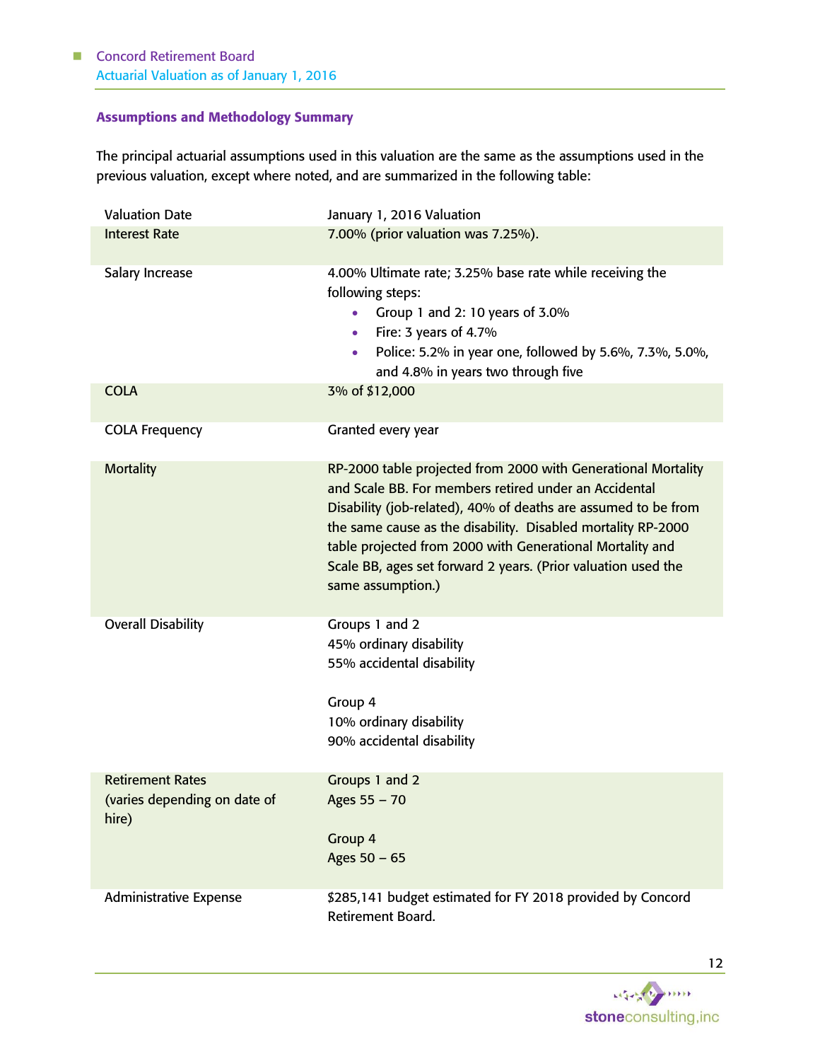### Assumptions and Methodology Summary

The principal actuarial assumptions used in this valuation are the same as the assumptions used in the previous valuation, except where noted, and are summarized in the following table:

| | |
|---|---|
| Valuation Date | January 1, 2016 Valuation |
| Interest Rate | 7.00% (prior valuation was 7.25%). |
| Salary Increase | 4.00% Ultimate rate; 3.25% base rate while receiving the following steps:<br>• Group 1 and 2: 10 years of 3.0%<br>• Fire: 3 years of 4.7%<br>• Police: 5.2% in year one, followed by 5.6%, 7.3%, 5.0%, and 4.8% in years two through five |
| COLA | 3% of $12,000 |
| COLA Frequency | Granted every year |
| Mortality | RP-2000 table projected from 2000 with Generational Mortality and Scale BB. For members retired under an Accidental Disability (job-related), 40% of deaths are assumed to be from the same cause as the disability. Disabled mortality RP-2000 table projected from 2000 with Generational Mortality and Scale BB, ages set forward 2 years. (Prior valuation used the same assumption.) |
| Overall Disability | Groups 1 and 2<br>45% ordinary disability<br>55% accidental disability<br><br>Group 4<br>10% ordinary disability<br>90% accidental disability |
| Retirement Rates (varies depending on date of hire) | Groups 1 and 2<br>Ages 55 – 70<br><br>Group 4<br>Ages 50 – 65 |
| Administrative Expense | $285,141 budget estimated for FY 2018 provided by Concord Retirement Board. |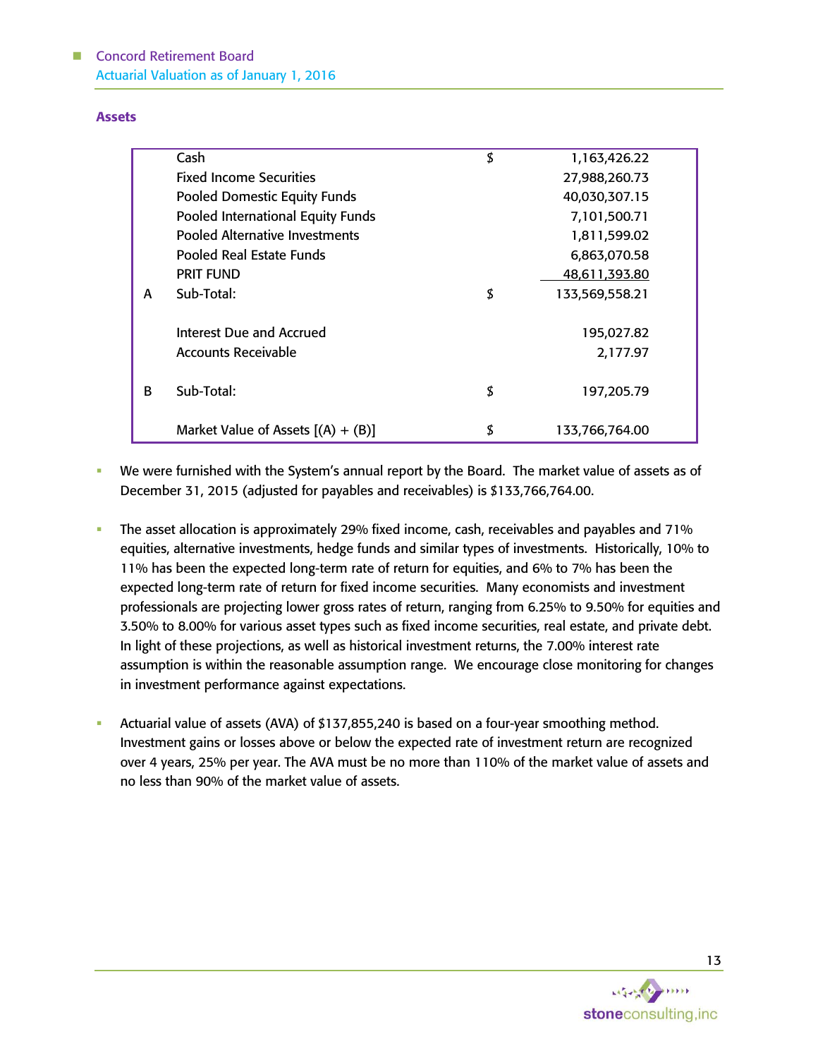## Assets

| | | | |
|---|---|---|---|
| | Cash | $ | 1,163,426.22 |
| | Fixed Income Securities | | 27,988,260.73 |
| | Pooled Domestic Equity Funds | | 40,030,307.15 |
| | Pooled International Equity Funds | | 7,101,500.71 |
| | Pooled Alternative Investments | | 1,811,599.02 |
| | Pooled Real Estate Funds | | 6,863,070.58 |
| | PRIT FUND | | 48,611,393.80 |
| A | Sub-Total: | $ | 133,569,558.21 |
| | | | |
| | Interest Due and Accrued | | 195,027.82 |
| | Accounts Receivable | | 2,177.97 |
| | | | |
| B | Sub-Total: | $ | 197,205.79 |
| | | | |
| | Market Value of Assets [(A) + (B)] | $ | 133,766,764.00 |

- We were furnished with the System's annual report by the Board. The market value of assets as of December 31, 2015 (adjusted for payables and receivables) is $133,766,764.00.

- The asset allocation is approximately 29% fixed income, cash, receivables and payables and 71% equities, alternative investments, hedge funds and similar types of investments. Historically, 10% to 11% has been the expected long-term rate of return for equities, and 6% to 7% has been the expected long-term rate of return for fixed income securities. Many economists and investment professionals are projecting lower gross rates of return, ranging from 6.25% to 9.50% for equities and 3.50% to 8.00% for various asset types such as fixed income securities, real estate, and private debt. In light of these projections, as well as historical investment returns, the 7.00% interest rate assumption is within the reasonable assumption range. We encourage close monitoring for changes in investment performance against expectations.

- Actuarial value of assets (AVA) of $137,855,240 is based on a four-year smoothing method. Investment gains or losses above or below the expected rate of investment return are recognized over 4 years, 25% per year. The AVA must be no more than 110% of the market value of assets and no less than 90% of the market value of assets.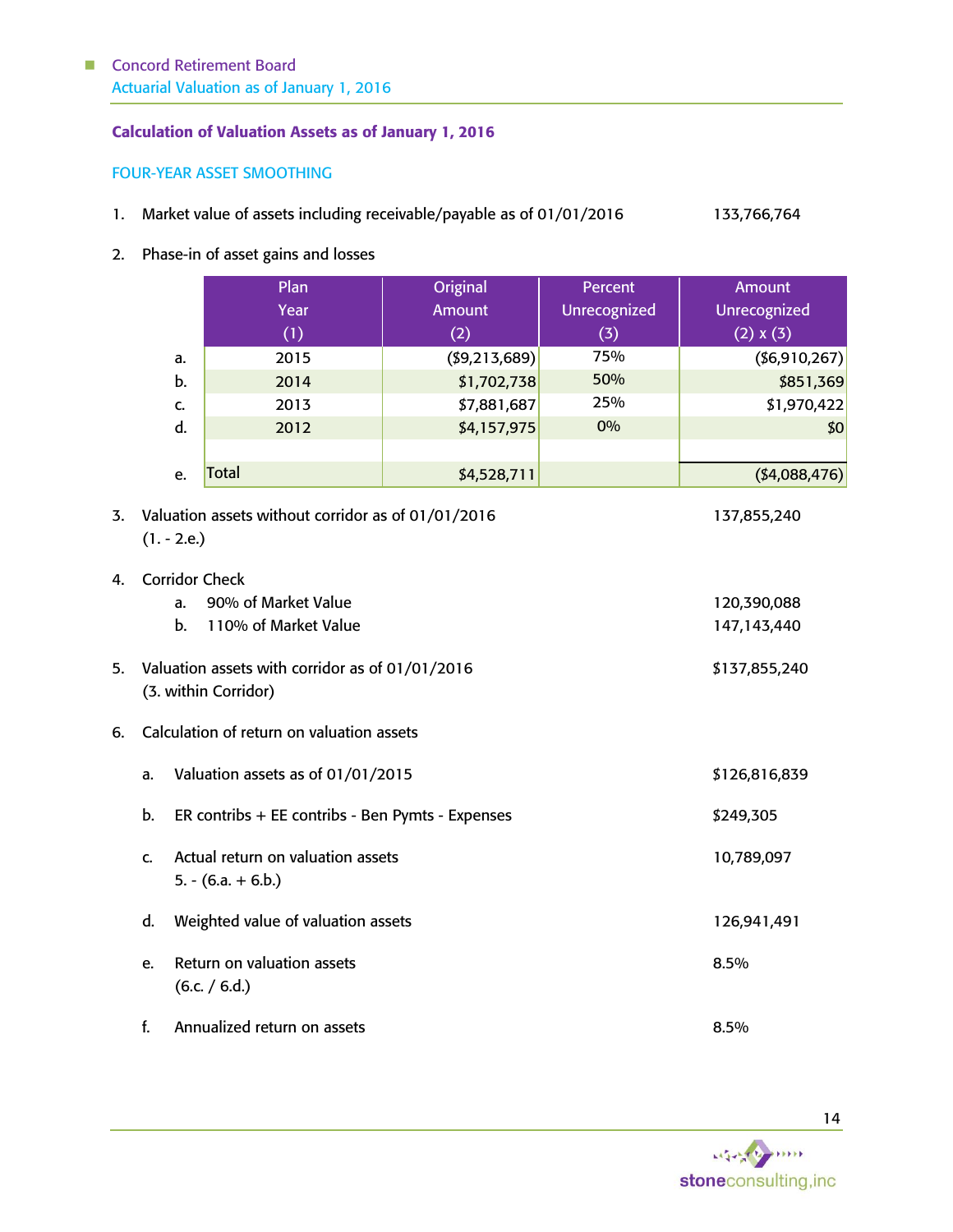## Calculation of Valuation Assets as of January 1, 2016

### FOUR-YEAR ASSET SMOOTHING

1. Market value of assets including receivable/payable as of 01/01/2016 — 133,766,764

2. Phase-in of asset gains and losses

| | Plan Year (1) | Original Amount (2) | Percent Unrecognized (3) | Amount Unrecognized (2) x (3) |
|---|---|---|---|---|
| a. | 2015 | ($9,213,689) | 75% | ($6,910,267) |
| b. | 2014 | $1,702,738 | 50% | $851,369 |
| c. | 2013 | $7,881,687 | 25% | $1,970,422 |
| d. | 2012 | $4,157,975 | 0% | $0 |
| e. | Total | $4,528,711 | | ($4,088,476) |

3. Valuation assets without corridor as of 01/01/2016 (1. - 2.e.) — 137,855,240

4. Corridor Check
   a. 90% of Market Value — 120,390,088
   b. 110% of Market Value — 147,143,440

5. Valuation assets with corridor as of 01/01/2016 (3. within Corridor) — $137,855,240

6. Calculation of return on valuation assets

   a. Valuation assets as of 01/01/2015 — $126,816,839

   b. ER contribs + EE contribs - Ben Pymts - Expenses — $249,305

   c. Actual return on valuation assets 5. - (6.a. + 6.b.) — 10,789,097

   d. Weighted value of valuation assets — 126,941,491

   e. Return on valuation assets (6.c. / 6.d.) — 8.5%

   f. Annualized return on assets — 8.5%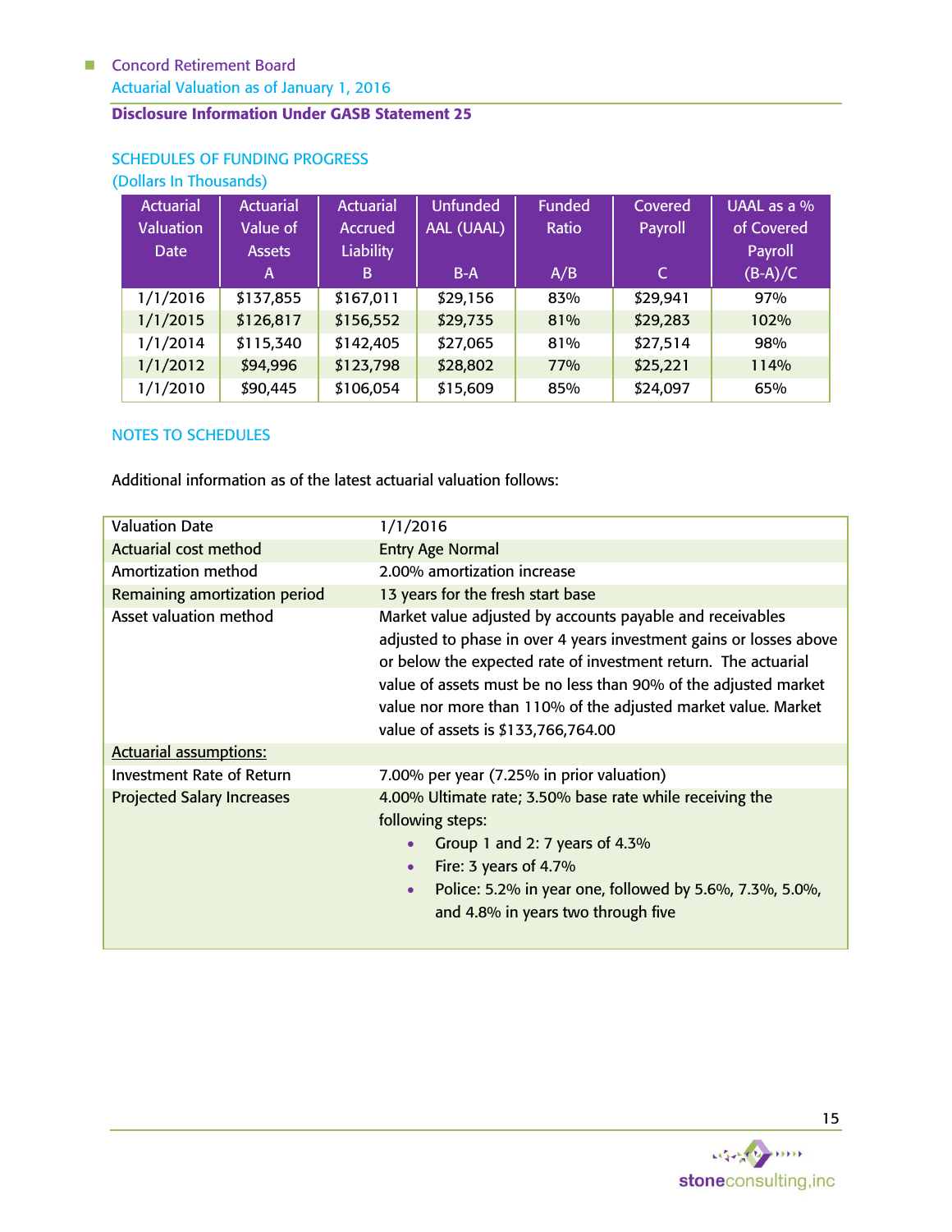## Disclosure Information Under GASB Statement 25

### SCHEDULES OF FUNDING PROGRESS
(Dollars In Thousands)

| Actuarial Valuation Date | Actuarial Value of Assets A | Actuarial Accrued Liability B | Unfunded AAL (UAAL) B-A | Funded Ratio A/B | Covered Payroll C | UAAL as a % of Covered Payroll (B-A)/C |
|---|---|---|---|---|---|---|
| 1/1/2016 | $137,855 | $167,011 | $29,156 | 83% | $29,941 | 97% |
| 1/1/2015 | $126,817 | $156,552 | $29,735 | 81% | $29,283 | 102% |
| 1/1/2014 | $115,340 | $142,405 | $27,065 | 81% | $27,514 | 98% |
| 1/1/2012 | $94,996 | $123,798 | $28,802 | 77% | $25,221 | 114% |
| 1/1/2010 | $90,445 | $106,054 | $15,609 | 85% | $24,097 | 65% |

### NOTES TO SCHEDULES

Additional information as of the latest actuarial valuation follows:

| | |
|---|---|
| Valuation Date | 1/1/2016 |
| Actuarial cost method | Entry Age Normal |
| Amortization method | 2.00% amortization increase |
| Remaining amortization period | 13 years for the fresh start base |
| Asset valuation method | Market value adjusted by accounts payable and receivables adjusted to phase in over 4 years investment gains or losses above or below the expected rate of investment return. The actuarial value of assets must be no less than 90% of the adjusted market value nor more than 110% of the adjusted market value. Market value of assets is $133,766,764.00 |
| Actuarial assumptions: | |
| Investment Rate of Return | 7.00% per year (7.25% in prior valuation) |
| Projected Salary Increases | 4.00% Ultimate rate; 3.50% base rate while receiving the following steps: • Group 1 and 2: 7 years of 4.3% • Fire: 3 years of 4.7% • Police: 5.2% in year one, followed by 5.6%, 7.3%, 5.0%, and 4.8% in years two through five |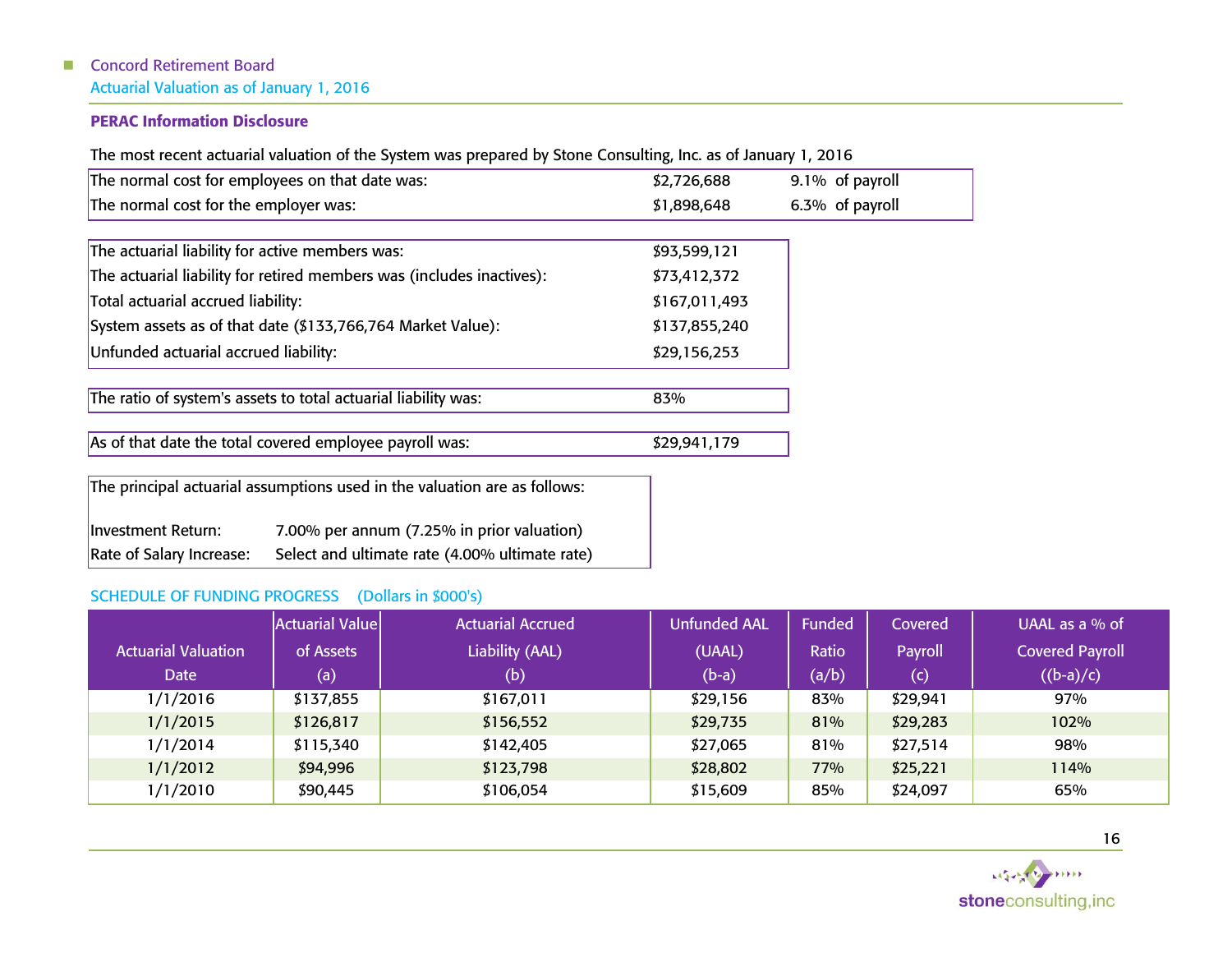## PERAC Information Disclosure

The most recent actuarial valuation of the System was prepared by Stone Consulting, Inc. as of January 1, 2016

| | | |
|---|---|---|
| The normal cost for employees on that date was: | $2,726,688 | 9.1% of payroll |
| The normal cost for the employer was: | $1,898,648 | 6.3% of payroll |

| | |
|---|---|
| The actuarial liability for active members was: | $93,599,121 |
| The actuarial liability for retired members was (includes inactives): | $73,412,372 |
| Total actuarial accrued liability: | $167,011,493 |
| System assets as of that date ($133,766,764 Market Value): | $137,855,240 |
| Unfunded actuarial accrued liability: | $29,156,253 |

| | |
|---|---|
| The ratio of system's assets to total actuarial liability was: | 83% |

| | |
|---|---|
| As of that date the total covered employee payroll was: | $29,941,179 |

The principal actuarial assumptions used in the valuation are as follows:

| | |
|---|---|
| Investment Return: | 7.00% per annum (7.25% in prior valuation) |
| Rate of Salary Increase: | Select and ultimate rate (4.00% ultimate rate) |

### SCHEDULE OF FUNDING PROGRESS (Dollars in $000's)

| Actuarial Valuation Date | Actuarial Value of Assets (a) | Actuarial Accrued Liability (AAL) (b) | Unfunded AAL (UAAL) (b-a) | Funded Ratio (a/b) | Covered Payroll (c) | UAAL as a % of Covered Payroll ((b-a)/c) |
|---|---|---|---|---|---|---|
| 1/1/2016 | $137,855 | $167,011 | $29,156 | 83% | $29,941 | 97% |
| 1/1/2015 | $126,817 | $156,552 | $29,735 | 81% | $29,283 | 102% |
| 1/1/2014 | $115,340 | $142,405 | $27,065 | 81% | $27,514 | 98% |
| 1/1/2012 | $94,996 | $123,798 | $28,802 | 77% | $25,221 | 114% |
| 1/1/2010 | $90,445 | $106,054 | $15,609 | 85% | $24,097 | 65% |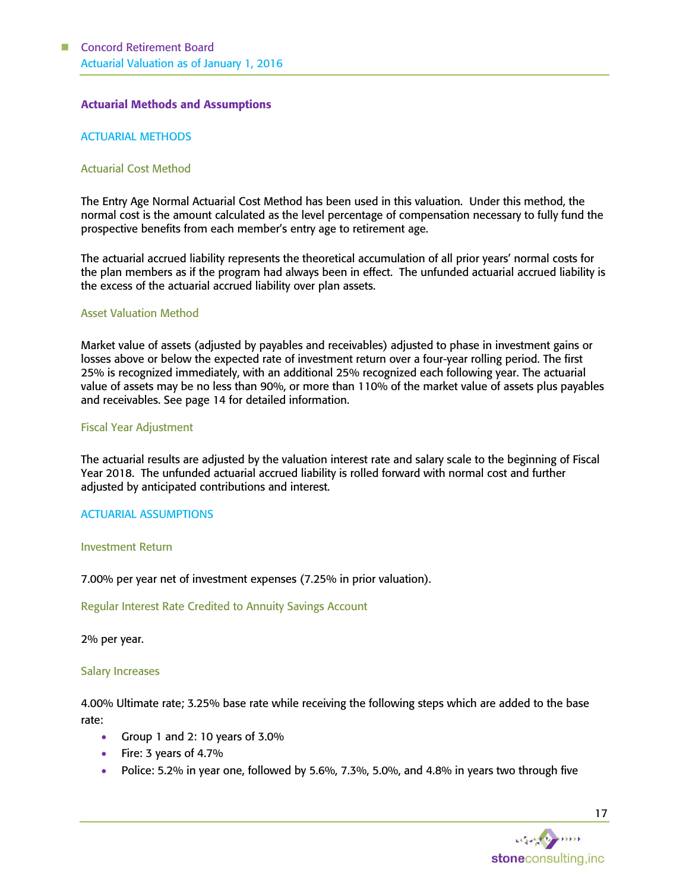## Actuarial Methods and Assumptions

### ACTUARIAL METHODS

#### Actuarial Cost Method

The Entry Age Normal Actuarial Cost Method has been used in this valuation. Under this method, the normal cost is the amount calculated as the level percentage of compensation necessary to fully fund the prospective benefits from each member's entry age to retirement age.

The actuarial accrued liability represents the theoretical accumulation of all prior years' normal costs for the plan members as if the program had always been in effect. The unfunded actuarial accrued liability is the excess of the actuarial accrued liability over plan assets.

#### Asset Valuation Method

Market value of assets (adjusted by payables and receivables) adjusted to phase in investment gains or losses above or below the expected rate of investment return over a four-year rolling period. The first 25% is recognized immediately, with an additional 25% recognized each following year. The actuarial value of assets may be no less than 90%, or more than 110% of the market value of assets plus payables and receivables. See page 14 for detailed information.

#### Fiscal Year Adjustment

The actuarial results are adjusted by the valuation interest rate and salary scale to the beginning of Fiscal Year 2018. The unfunded actuarial accrued liability is rolled forward with normal cost and further adjusted by anticipated contributions and interest.

### ACTUARIAL ASSUMPTIONS

#### Investment Return

7.00% per year net of investment expenses (7.25% in prior valuation).

#### Regular Interest Rate Credited to Annuity Savings Account

2% per year.

#### Salary Increases

4.00% Ultimate rate; 3.25% base rate while receiving the following steps which are added to the base rate:

- Group 1 and 2: 10 years of 3.0%
- Fire: 3 years of 4.7%
- Police: 5.2% in year one, followed by 5.6%, 7.3%, 5.0%, and 4.8% in years two through five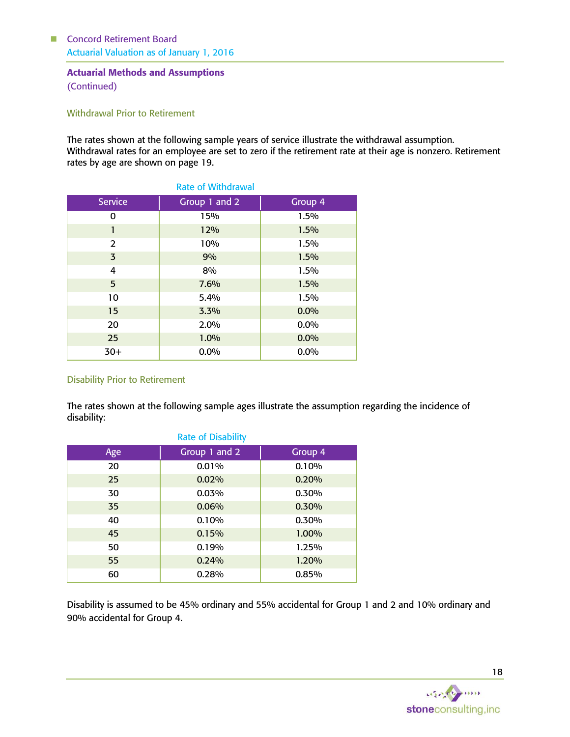## Actuarial Methods and Assumptions
(Continued)

### Withdrawal Prior to Retirement

The rates shown at the following sample years of service illustrate the withdrawal assumption. Withdrawal rates for an employee are set to zero if the retirement rate at their age is nonzero. Retirement rates by age are shown on page 19.

Rate of Withdrawal

| Service | Group 1 and 2 | Group 4 |
|---|---|---|
| 0 | 15% | 1.5% |
| 1 | 12% | 1.5% |
| 2 | 10% | 1.5% |
| 3 | 9% | 1.5% |
| 4 | 8% | 1.5% |
| 5 | 7.6% | 1.5% |
| 10 | 5.4% | 1.5% |
| 15 | 3.3% | 0.0% |
| 20 | 2.0% | 0.0% |
| 25 | 1.0% | 0.0% |
| 30+ | 0.0% | 0.0% |

### Disability Prior to Retirement

The rates shown at the following sample ages illustrate the assumption regarding the incidence of disability:

Rate of Disability

| Age | Group 1 and 2 | Group 4 |
|---|---|---|
| 20 | 0.01% | 0.10% |
| 25 | 0.02% | 0.20% |
| 30 | 0.03% | 0.30% |
| 35 | 0.06% | 0.30% |
| 40 | 0.10% | 0.30% |
| 45 | 0.15% | 1.00% |
| 50 | 0.19% | 1.25% |
| 55 | 0.24% | 1.20% |
| 60 | 0.28% | 0.85% |

Disability is assumed to be 45% ordinary and 55% accidental for Group 1 and 2 and 10% ordinary and 90% accidental for Group 4.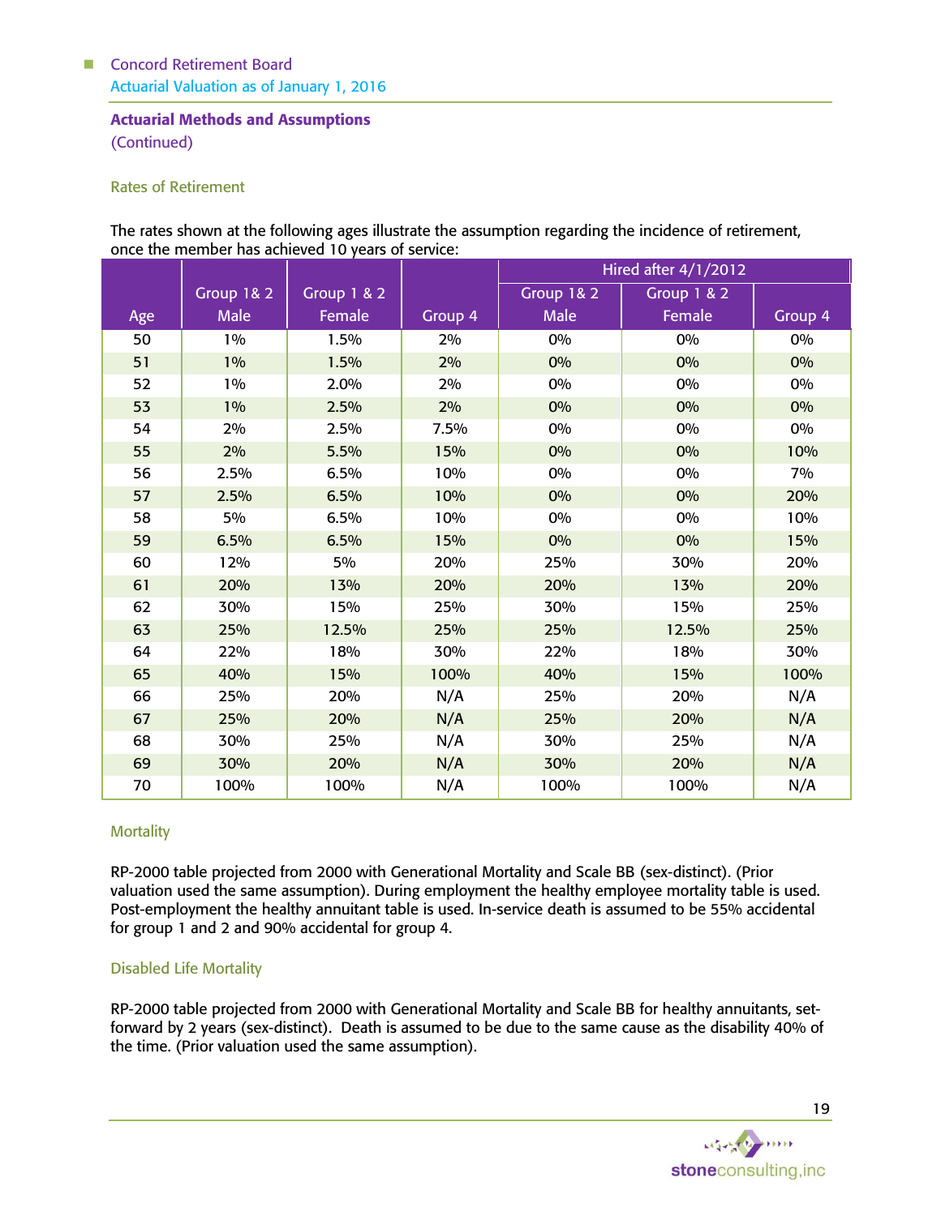## Actuarial Methods and Assumptions

(Continued)

### Rates of Retirement

The rates shown at the following ages illustrate the assumption regarding the incidence of retirement, once the member has achieved 10 years of service:

| Age | Group 1& 2 Male | Group 1 & 2 Female | Group 4 | Hired after 4/1/2012 Group 1& 2 Male | Hired after 4/1/2012 Group 1 & 2 Female | Hired after 4/1/2012 Group 4 |
|---|---|---|---|---|---|---|
| 50 | 1% | 1.5% | 2% | 0% | 0% | 0% |
| 51 | 1% | 1.5% | 2% | 0% | 0% | 0% |
| 52 | 1% | 2.0% | 2% | 0% | 0% | 0% |
| 53 | 1% | 2.5% | 2% | 0% | 0% | 0% |
| 54 | 2% | 2.5% | 7.5% | 0% | 0% | 0% |
| 55 | 2% | 5.5% | 15% | 0% | 0% | 10% |
| 56 | 2.5% | 6.5% | 10% | 0% | 0% | 7% |
| 57 | 2.5% | 6.5% | 10% | 0% | 0% | 20% |
| 58 | 5% | 6.5% | 10% | 0% | 0% | 10% |
| 59 | 6.5% | 6.5% | 15% | 0% | 0% | 15% |
| 60 | 12% | 5% | 20% | 25% | 30% | 20% |
| 61 | 20% | 13% | 20% | 20% | 13% | 20% |
| 62 | 30% | 15% | 25% | 30% | 15% | 25% |
| 63 | 25% | 12.5% | 25% | 25% | 12.5% | 25% |
| 64 | 22% | 18% | 30% | 22% | 18% | 30% |
| 65 | 40% | 15% | 100% | 40% | 15% | 100% |
| 66 | 25% | 20% | N/A | 25% | 20% | N/A |
| 67 | 25% | 20% | N/A | 25% | 20% | N/A |
| 68 | 30% | 25% | N/A | 30% | 25% | N/A |
| 69 | 30% | 20% | N/A | 30% | 20% | N/A |
| 70 | 100% | 100% | N/A | 100% | 100% | N/A |

### Mortality

RP-2000 table projected from 2000 with Generational Mortality and Scale BB (sex-distinct). (Prior valuation used the same assumption). During employment the healthy employee mortality table is used. Post-employment the healthy annuitant table is used. In-service death is assumed to be 55% accidental for group 1 and 2 and 90% accidental for group 4.

### Disabled Life Mortality

RP-2000 table projected from 2000 with Generational Mortality and Scale BB for healthy annuitants, set-forward by 2 years (sex-distinct). Death is assumed to be due to the same cause as the disability 40% of the time. (Prior valuation used the same assumption).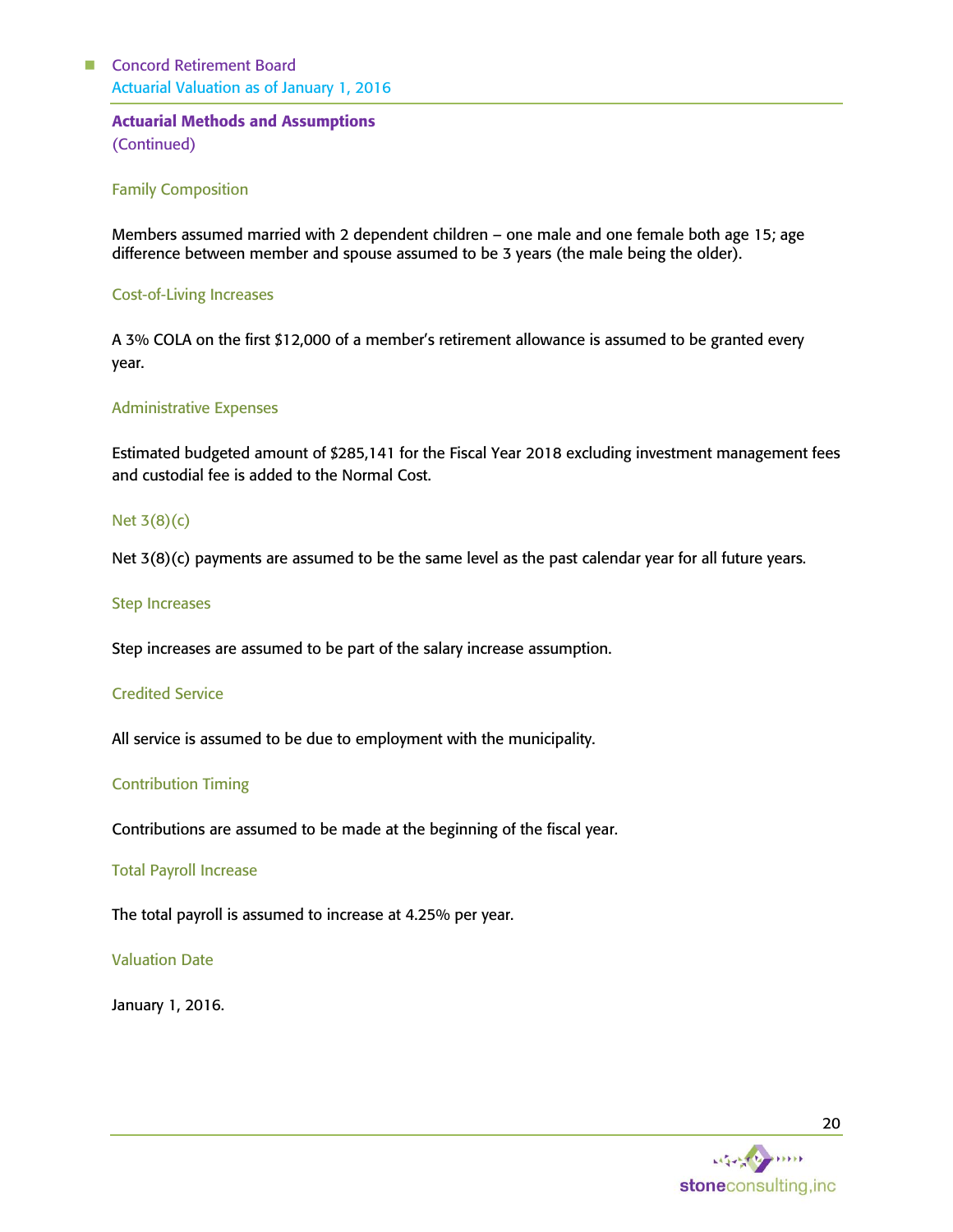## Actuarial Methods and Assumptions
(Continued)

### Family Composition

Members assumed married with 2 dependent children – one male and one female both age 15; age difference between member and spouse assumed to be 3 years (the male being the older).

### Cost-of-Living Increases

A 3% COLA on the first $12,000 of a member's retirement allowance is assumed to be granted every year.

### Administrative Expenses

Estimated budgeted amount of $285,141 for the Fiscal Year 2018 excluding investment management fees and custodial fee is added to the Normal Cost.

### Net 3(8)(c)

Net 3(8)(c) payments are assumed to be the same level as the past calendar year for all future years.

### Step Increases

Step increases are assumed to be part of the salary increase assumption.

### Credited Service

All service is assumed to be due to employment with the municipality.

### Contribution Timing

Contributions are assumed to be made at the beginning of the fiscal year.

### Total Payroll Increase

The total payroll is assumed to increase at 4.25% per year.

### Valuation Date

January 1, 2016.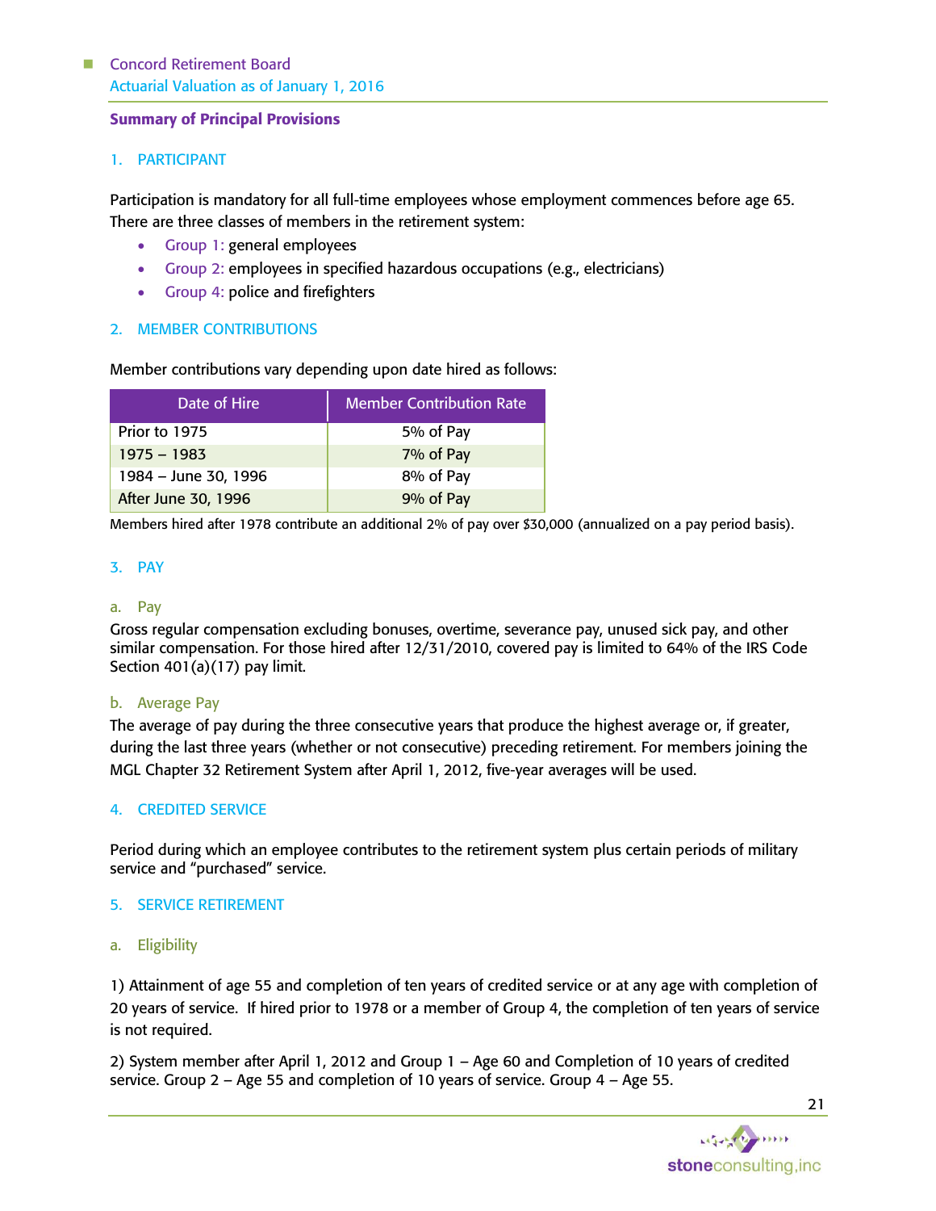## Summary of Principal Provisions

### 1. PARTICIPANT

Participation is mandatory for all full-time employees whose employment commences before age 65. There are three classes of members in the retirement system:

- Group 1: general employees
- Group 2: employees in specified hazardous occupations (e.g., electricians)
- Group 4: police and firefighters

### 2. MEMBER CONTRIBUTIONS

Member contributions vary depending upon date hired as follows:

| Date of Hire | Member Contribution Rate |
|---|---|
| Prior to 1975 | 5% of Pay |
| 1975 – 1983 | 7% of Pay |
| 1984 – June 30, 1996 | 8% of Pay |
| After June 30, 1996 | 9% of Pay |

Members hired after 1978 contribute an additional 2% of pay over $30,000 (annualized on a pay period basis).

### 3. PAY

#### a. Pay

Gross regular compensation excluding bonuses, overtime, severance pay, unused sick pay, and other similar compensation. For those hired after 12/31/2010, covered pay is limited to 64% of the IRS Code Section 401(a)(17) pay limit.

#### b. Average Pay

The average of pay during the three consecutive years that produce the highest average or, if greater, during the last three years (whether or not consecutive) preceding retirement. For members joining the MGL Chapter 32 Retirement System after April 1, 2012, five-year averages will be used.

### 4. CREDITED SERVICE

Period during which an employee contributes to the retirement system plus certain periods of military service and "purchased" service.

### 5. SERVICE RETIREMENT

#### a. Eligibility

1) Attainment of age 55 and completion of ten years of credited service or at any age with completion of 20 years of service. If hired prior to 1978 or a member of Group 4, the completion of ten years of service is not required.

2) System member after April 1, 2012 and Group 1 – Age 60 and Completion of 10 years of credited service. Group 2 – Age 55 and completion of 10 years of service. Group 4 – Age 55.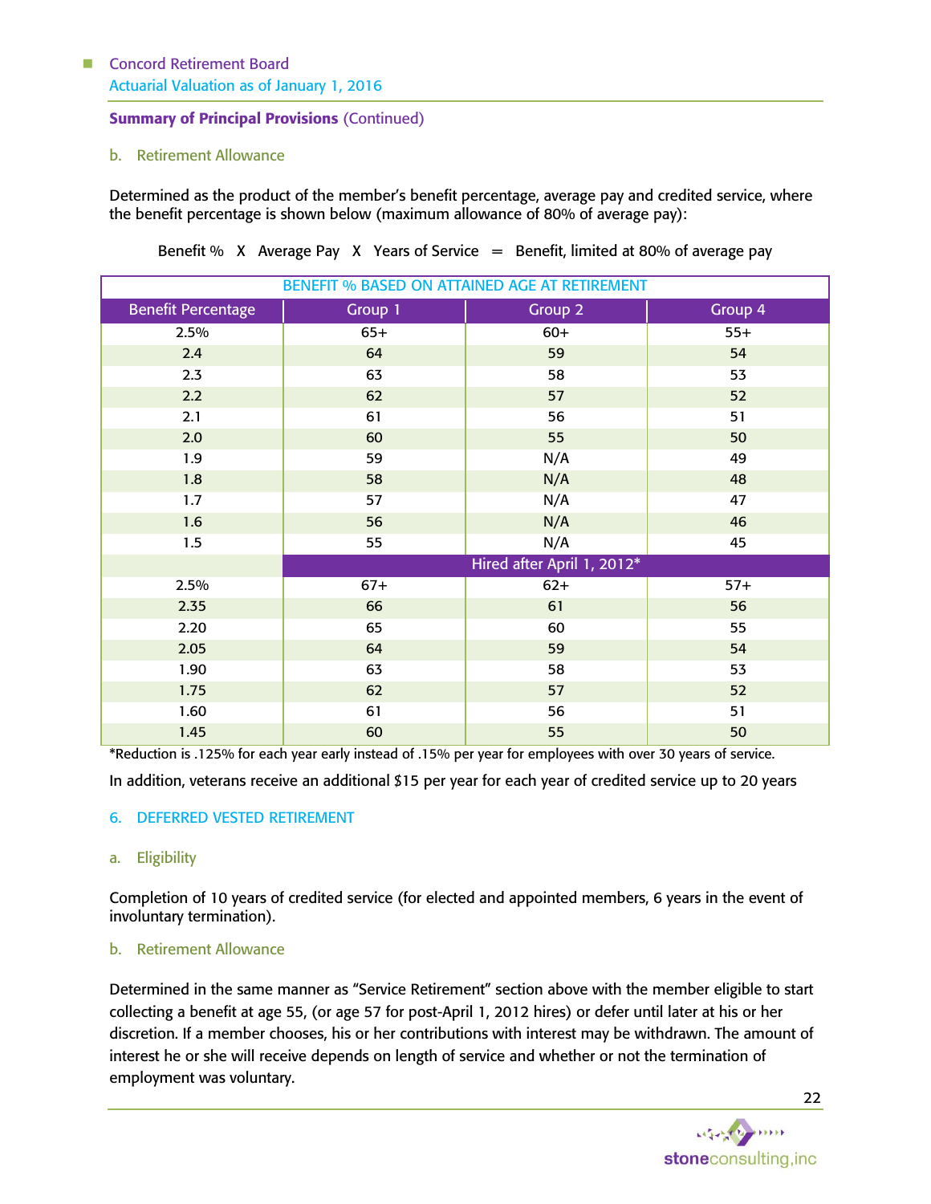**Summary of Principal Provisions** (Continued)

b. Retirement Allowance

Determined as the product of the member's benefit percentage, average pay and credited service, where the benefit percentage is shown below (maximum allowance of 80% of average pay):

Benefit % X Average Pay X Years of Service = Benefit, limited at 80% of average pay

| BENEFIT % BASED ON ATTAINED AGE AT RETIREMENT | | | |
|---|---|---|---|
| Benefit Percentage | Group 1 | Group 2 | Group 4 |
| 2.5% | 65+ | 60+ | 55+ |
| 2.4 | 64 | 59 | 54 |
| 2.3 | 63 | 58 | 53 |
| 2.2 | 62 | 57 | 52 |
| 2.1 | 61 | 56 | 51 |
| 2.0 | 60 | 55 | 50 |
| 1.9 | 59 | N/A | 49 |
| 1.8 | 58 | N/A | 48 |
| 1.7 | 57 | N/A | 47 |
| 1.6 | 56 | N/A | 46 |
| 1.5 | 55 | N/A | 45 |
| | Hired after April 1, 2012* | | |
| 2.5% | 67+ | 62+ | 57+ |
| 2.35 | 66 | 61 | 56 |
| 2.20 | 65 | 60 | 55 |
| 2.05 | 64 | 59 | 54 |
| 1.90 | 63 | 58 | 53 |
| 1.75 | 62 | 57 | 52 |
| 1.60 | 61 | 56 | 51 |
| 1.45 | 60 | 55 | 50 |

*Reduction is .125% for each year early instead of .15% per year for employees with over 30 years of service.

In addition, veterans receive an additional $15 per year for each year of credited service up to 20 years

## 6. DEFERRED VESTED RETIREMENT

a. Eligibility

Completion of 10 years of credited service (for elected and appointed members, 6 years in the event of involuntary termination).

b. Retirement Allowance

Determined in the same manner as "Service Retirement" section above with the member eligible to start collecting a benefit at age 55, (or age 57 for post-April 1, 2012 hires) or defer until later at his or her discretion. If a member chooses, his or her contributions with interest may be withdrawn. The amount of interest he or she will receive depends on length of service and whether or not the termination of employment was voluntary.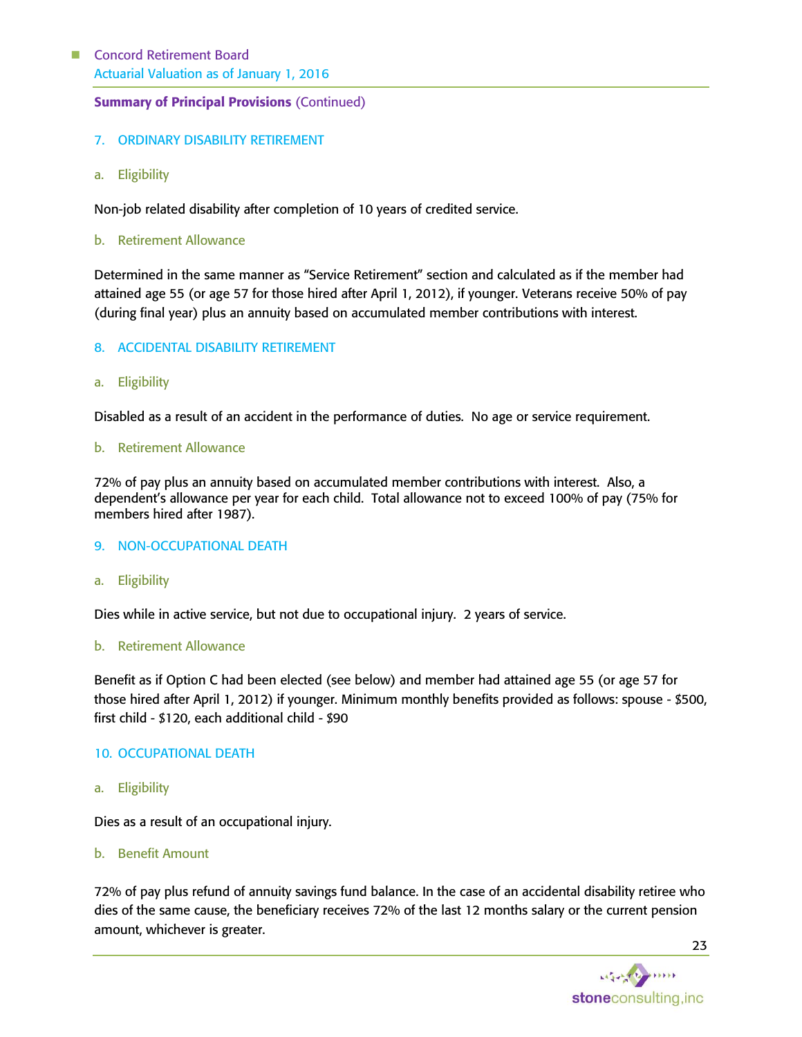**Summary of Principal Provisions** (Continued)

### 7. ORDINARY DISABILITY RETIREMENT

#### a. Eligibility

Non-job related disability after completion of 10 years of credited service.

#### b. Retirement Allowance

Determined in the same manner as "Service Retirement" section and calculated as if the member had attained age 55 (or age 57 for those hired after April 1, 2012), if younger. Veterans receive 50% of pay (during final year) plus an annuity based on accumulated member contributions with interest.

### 8. ACCIDENTAL DISABILITY RETIREMENT

#### a. Eligibility

Disabled as a result of an accident in the performance of duties. No age or service requirement.

#### b. Retirement Allowance

72% of pay plus an annuity based on accumulated member contributions with interest. Also, a dependent's allowance per year for each child. Total allowance not to exceed 100% of pay (75% for members hired after 1987).

### 9. NON-OCCUPATIONAL DEATH

#### a. Eligibility

Dies while in active service, but not due to occupational injury. 2 years of service.

#### b. Retirement Allowance

Benefit as if Option C had been elected (see below) and member had attained age 55 (or age 57 for those hired after April 1, 2012) if younger. Minimum monthly benefits provided as follows: spouse - $500, first child - $120, each additional child - $90

### 10. OCCUPATIONAL DEATH

#### a. Eligibility

Dies as a result of an occupational injury.

#### b. Benefit Amount

72% of pay plus refund of annuity savings fund balance. In the case of an accidental disability retiree who dies of the same cause, the beneficiary receives 72% of the last 12 months salary or the current pension amount, whichever is greater.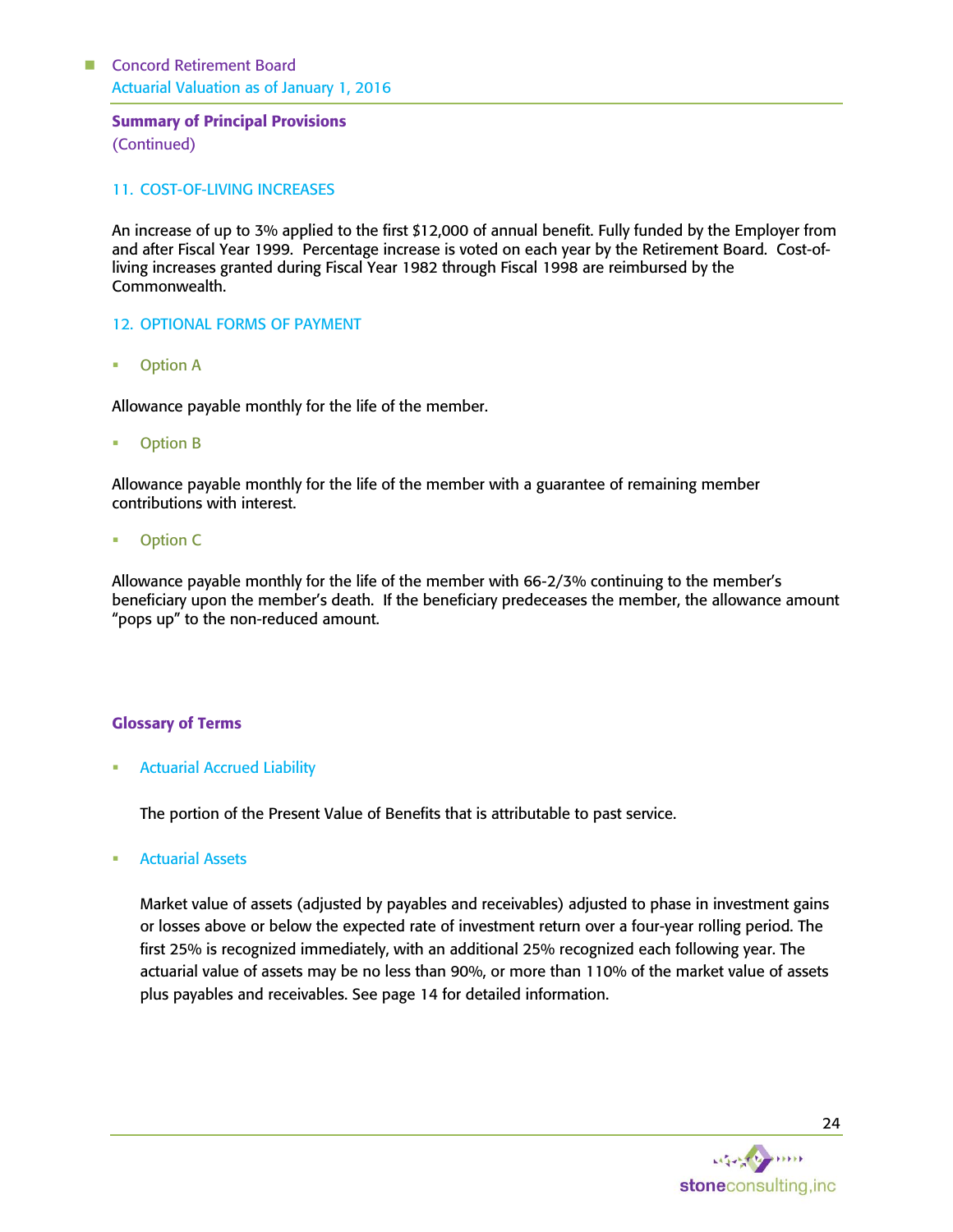## Summary of Principal Provisions
(Continued)

### 11. COST-OF-LIVING INCREASES

An increase of up to 3% applied to the first $12,000 of annual benefit. Fully funded by the Employer from and after Fiscal Year 1999. Percentage increase is voted on each year by the Retirement Board. Cost-of-living increases granted during Fiscal Year 1982 through Fiscal 1998 are reimbursed by the Commonwealth.

### 12. OPTIONAL FORMS OF PAYMENT

- Option A

Allowance payable monthly for the life of the member.

- Option B

Allowance payable monthly for the life of the member with a guarantee of remaining member contributions with interest.

- Option C

Allowance payable monthly for the life of the member with 66-2/3% continuing to the member's beneficiary upon the member's death. If the beneficiary predeceases the member, the allowance amount "pops up" to the non-reduced amount.

## Glossary of Terms

- Actuarial Accrued Liability

  The portion of the Present Value of Benefits that is attributable to past service.

- Actuarial Assets

  Market value of assets (adjusted by payables and receivables) adjusted to phase in investment gains or losses above or below the expected rate of investment return over a four-year rolling period. The first 25% is recognized immediately, with an additional 25% recognized each following year. The actuarial value of assets may be no less than 90%, or more than 110% of the market value of assets plus payables and receivables. See page 14 for detailed information.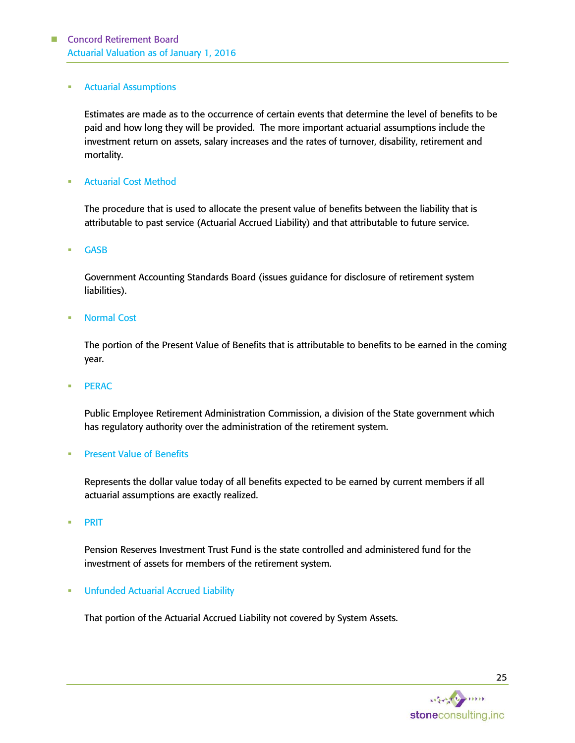- Actuarial Assumptions

  Estimates are made as to the occurrence of certain events that determine the level of benefits to be paid and how long they will be provided. The more important actuarial assumptions include the investment return on assets, salary increases and the rates of turnover, disability, retirement and mortality.

- Actuarial Cost Method

  The procedure that is used to allocate the present value of benefits between the liability that is attributable to past service (Actuarial Accrued Liability) and that attributable to future service.

- GASB

  Government Accounting Standards Board (issues guidance for disclosure of retirement system liabilities).

- Normal Cost

  The portion of the Present Value of Benefits that is attributable to benefits to be earned in the coming year.

- PERAC

  Public Employee Retirement Administration Commission, a division of the State government which has regulatory authority over the administration of the retirement system.

- Present Value of Benefits

  Represents the dollar value today of all benefits expected to be earned by current members if all actuarial assumptions are exactly realized.

- PRIT

  Pension Reserves Investment Trust Fund is the state controlled and administered fund for the investment of assets for members of the retirement system.

- Unfunded Actuarial Accrued Liability

  That portion of the Actuarial Accrued Liability not covered by System Assets.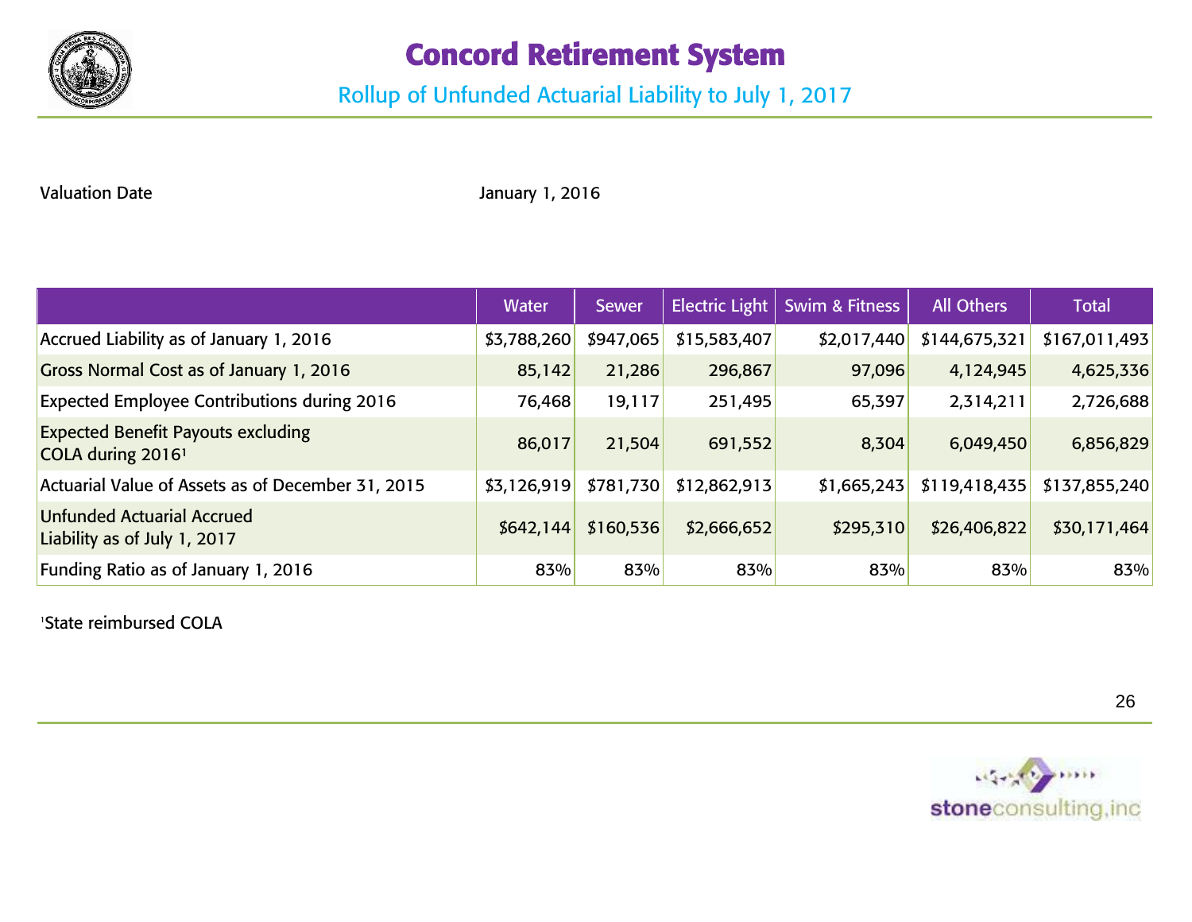# Concord Retirement System

## Rollup of Unfunded Actuarial Liability to July 1, 2017

Valuation Date January 1, 2016

| | Water | Sewer | Electric Light | Swim & Fitness | All Others | Total |
|---|---|---|---|---|---|---|
| Accrued Liability as of January 1, 2016 | $3,788,260 | $947,065 | $15,583,407 | $2,017,440 | $144,675,321 | $167,011,493 |
| Gross Normal Cost as of January 1, 2016 | 85,142 | 21,286 | 296,867 | 97,096 | 4,124,945 | 4,625,336 |
| Expected Employee Contributions during 2016 | 76,468 | 19,117 | 251,495 | 65,397 | 2,314,211 | 2,726,688 |
| Expected Benefit Payouts excluding COLA during 2016[1] | 86,017 | 21,504 | 691,552 | 8,304 | 6,049,450 | 6,856,829 |
| Actuarial Value of Assets as of December 31, 2015 | $3,126,919 | $781,730 | $12,862,913 | $1,665,243 | $119,418,435 | $137,855,240 |
| Unfunded Actuarial Accrued Liability as of July 1, 2017 | $642,144 | $160,536 | $2,666,652 | $295,310 | $26,406,822 | $30,171,464 |
| Funding Ratio as of January 1, 2016 | 83% | 83% | 83% | 83% | 83% | 83% |

[1]State reimbursed COLA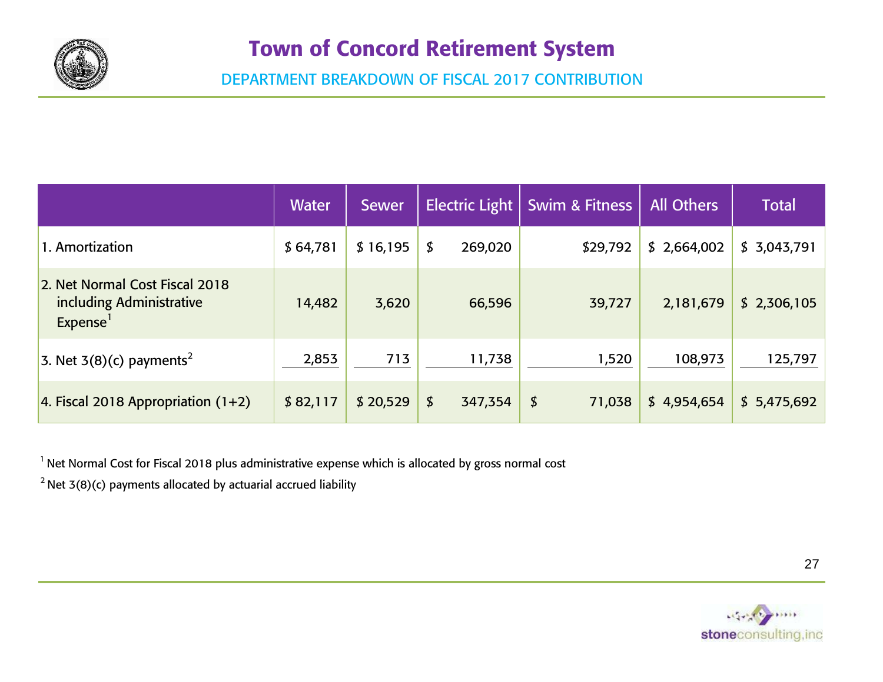# Town of Concord Retirement System

## DEPARTMENT BREAKDOWN OF FISCAL 2017 CONTRIBUTION

| | Water | Sewer | Electric Light | Swim & Fitness | All Others | Total |
|---|---|---|---|---|---|---|
| 1. Amortization | $ 64,781 | $ 16,195 | $ 269,020 | $29,792 | $ 2,664,002 | $ 3,043,791 |
| 2. Net Normal Cost Fiscal 2018 including Administrative Expense[1] | 14,482 | 3,620 | 66,596 | 39,727 | 2,181,679 | $ 2,306,105 |
| 3. Net 3(8)(c) payments[2] | 2,853 | 713 | 11,738 | 1,520 | 108,973 | 125,797 |
| 4. Fiscal 2018 Appropriation (1+2) | $ 82,117 | $ 20,529 | $ 347,354 | $ 71,038 | $ 4,954,654 | $ 5,475,692 |

[1] Net Normal Cost for Fiscal 2018 plus administrative expense which is allocated by gross normal cost

[2] Net 3(8)(c) payments allocated by actuarial accrued liability

stoneconsulting,inc